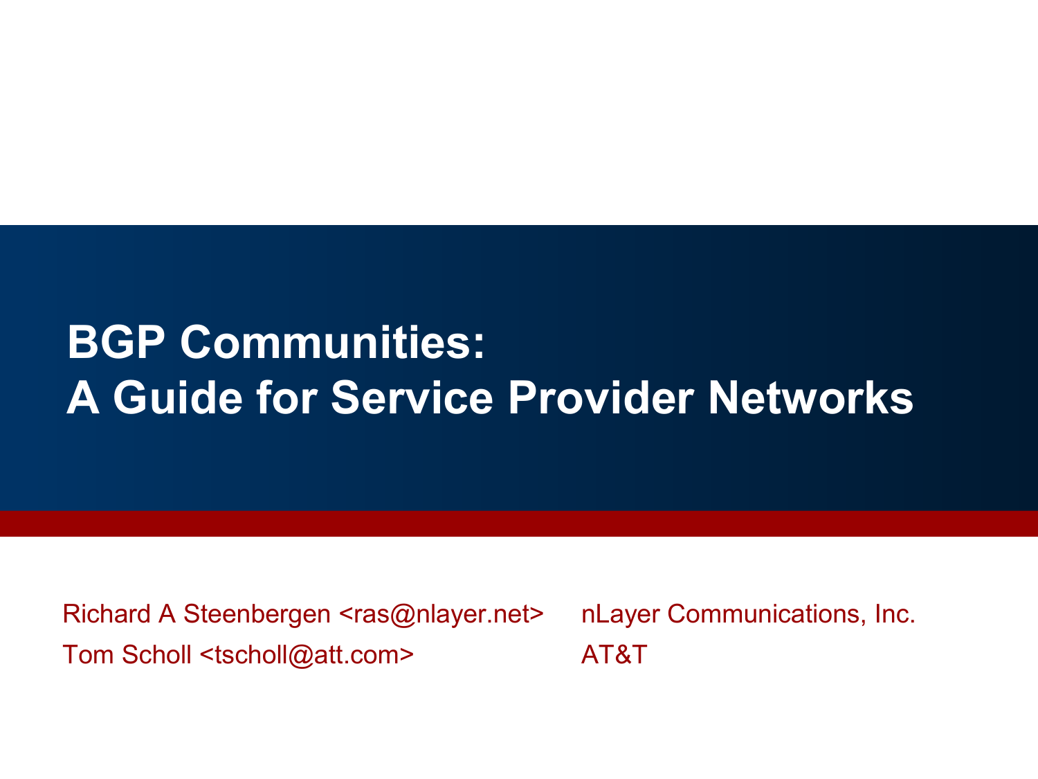# BGP Communities:
# A Guide for Service Provider Networks

Richard A Steenbergen <ras@nlayer.net> nLayer Communications, Inc.

Tom Scholl <tscholl@att.com> AT&T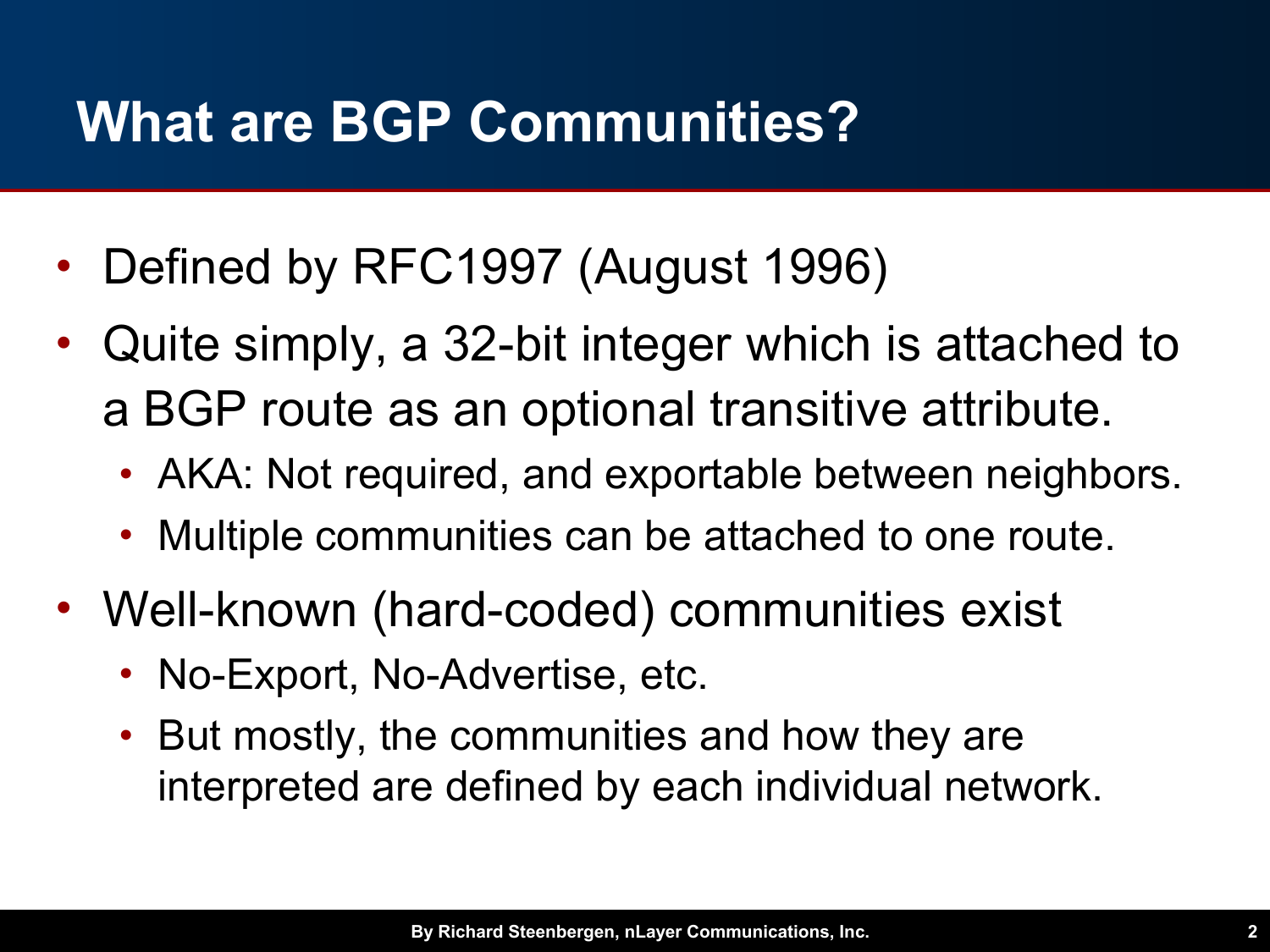# What are BGP Communities?

- Defined by RFC1997 (August 1996)
- Quite simply, a 32-bit integer which is attached to a BGP route as an optional transitive attribute.
  - AKA: Not required, and exportable between neighbors.
  - Multiple communities can be attached to one route.
- Well-known (hard-coded) communities exist
  - No-Export, No-Advertise, etc.
  - But mostly, the communities and how they are interpreted are defined by each individual network.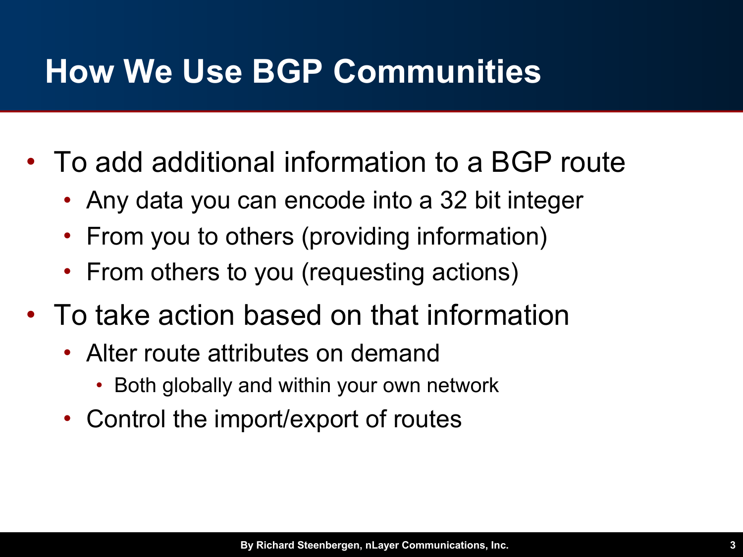# How We Use BGP Communities

- To add additional information to a BGP route
  - Any data you can encode into a 32 bit integer
  - From you to others (providing information)
  - From others to you (requesting actions)
- To take action based on that information
  - Alter route attributes on demand
    - Both globally and within your own network
  - Control the import/export of routes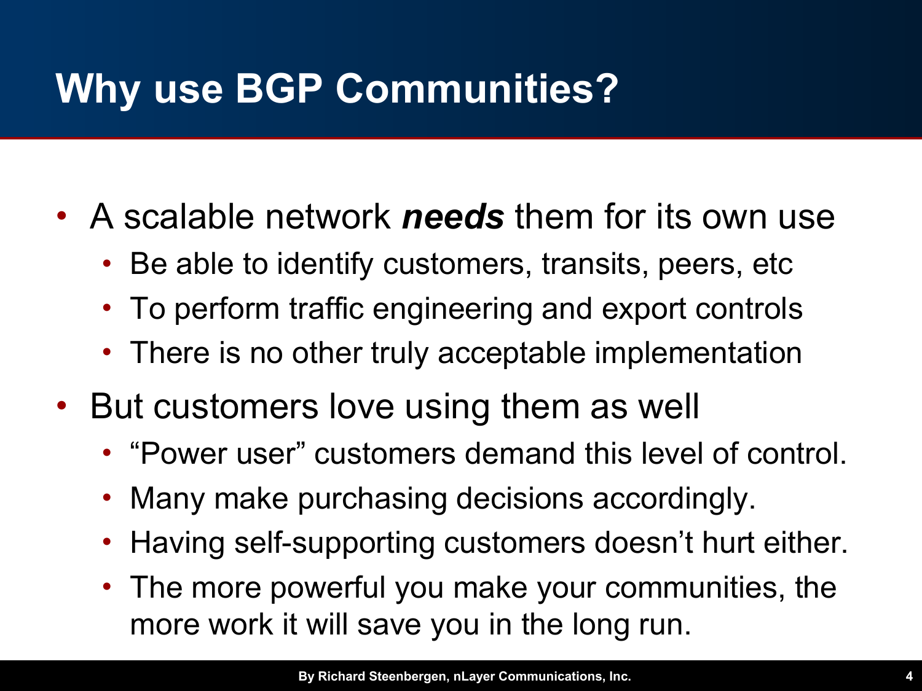# Why use BGP Communities?

- A scalable network ***needs*** them for its own use
  - Be able to identify customers, transits, peers, etc
  - To perform traffic engineering and export controls
  - There is no other truly acceptable implementation
- But customers love using them as well
  - "Power user" customers demand this level of control.
  - Many make purchasing decisions accordingly.
  - Having self-supporting customers doesn't hurt either.
  - The more powerful you make your communities, the more work it will save you in the long run.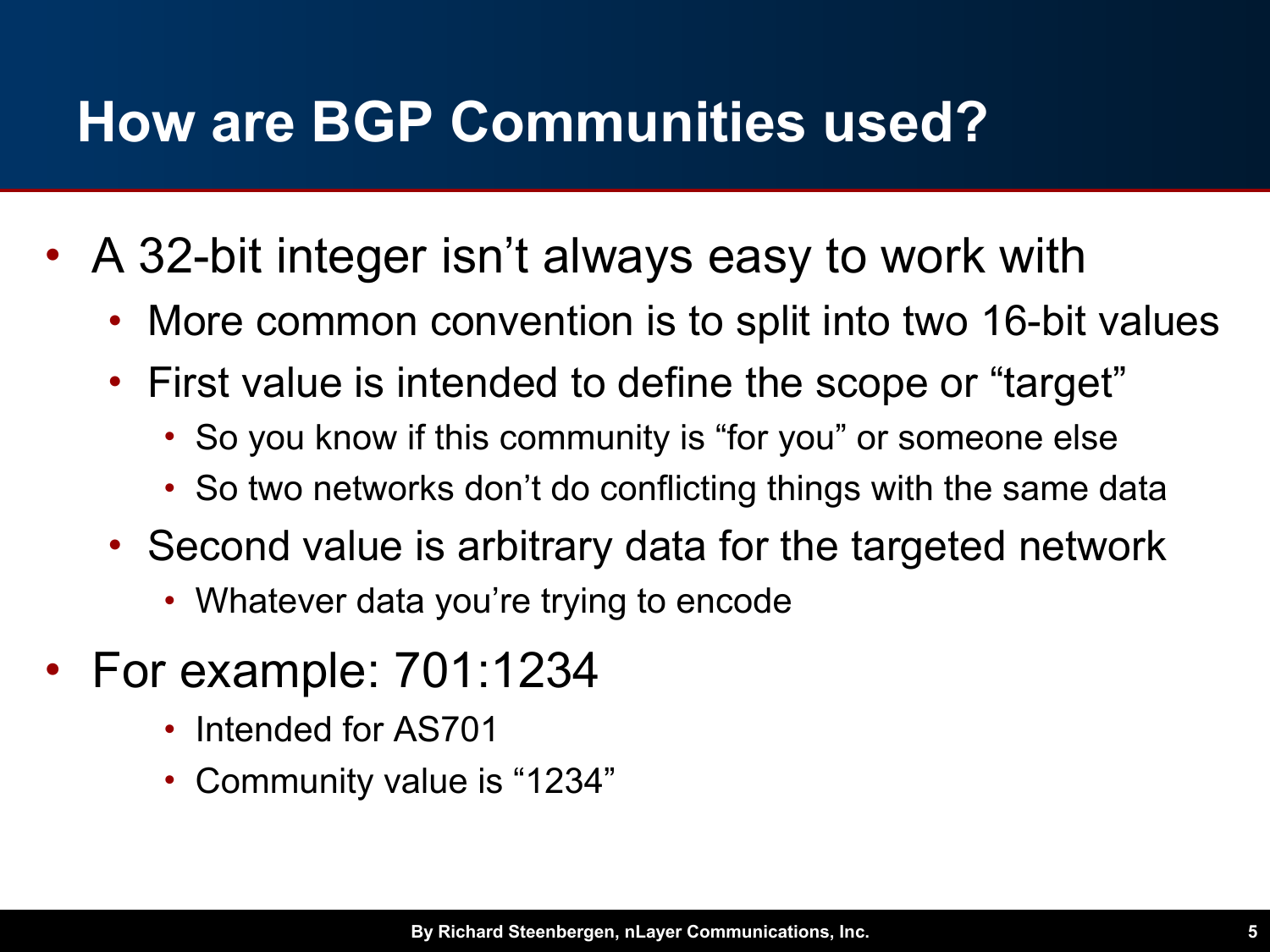# How are BGP Communities used?

- A 32-bit integer isn't always easy to work with
  - More common convention is to split into two 16-bit values
  - First value is intended to define the scope or "target"
    - So you know if this community is "for you" or someone else
    - So two networks don't do conflicting things with the same data
  - Second value is arbitrary data for the targeted network
    - Whatever data you're trying to encode
- For example: 701:1234
    - Intended for AS701
    - Community value is "1234"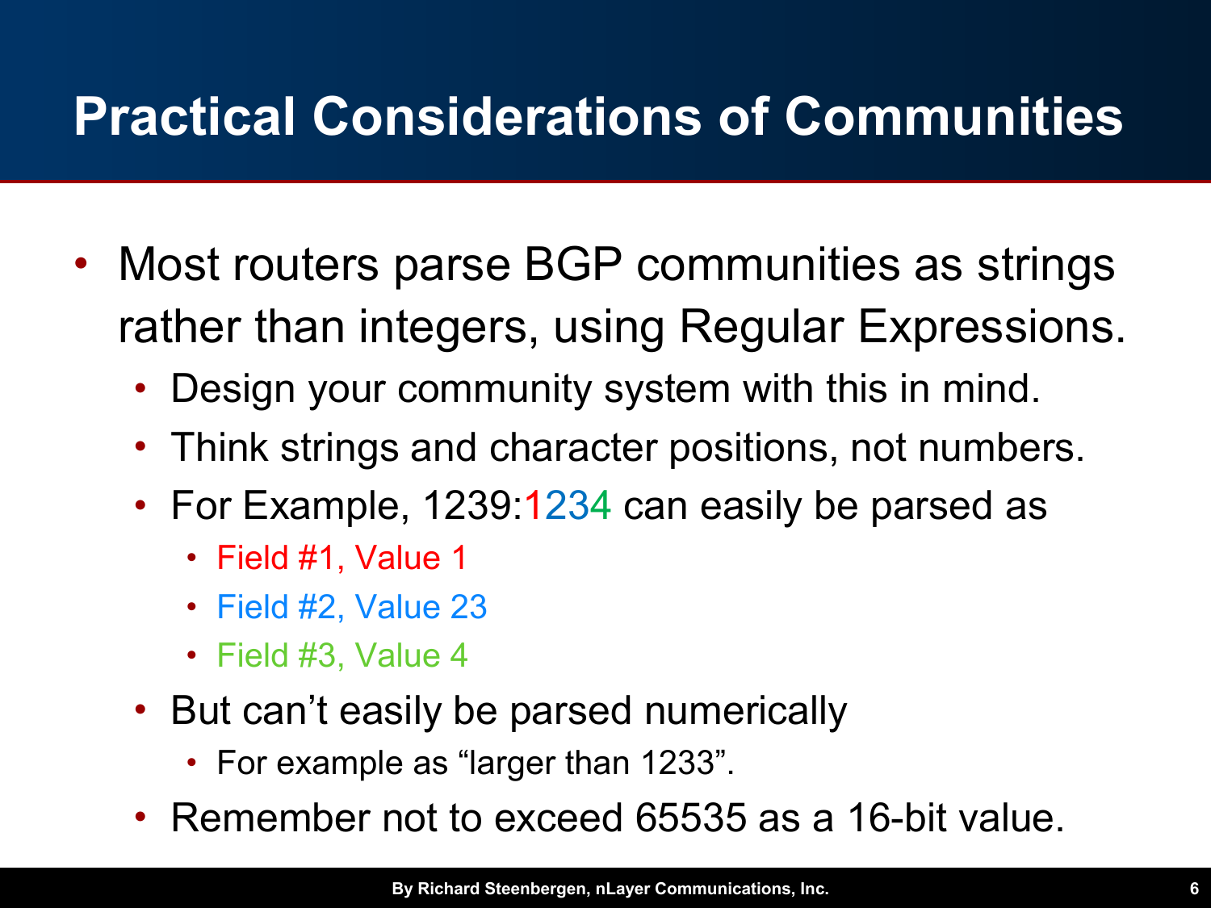# Practical Considerations of Communities

- Most routers parse BGP communities as strings rather than integers, using Regular Expressions.
  - Design your community system with this in mind.
  - Think strings and character positions, not numbers.
  - For Example, 1239:1234 can easily be parsed as
    - Field #1, Value 1
    - Field #2, Value 23
    - Field #3, Value 4
  - But can't easily be parsed numerically
    - For example as "larger than 1233".
  - Remember not to exceed 65535 as a 16-bit value.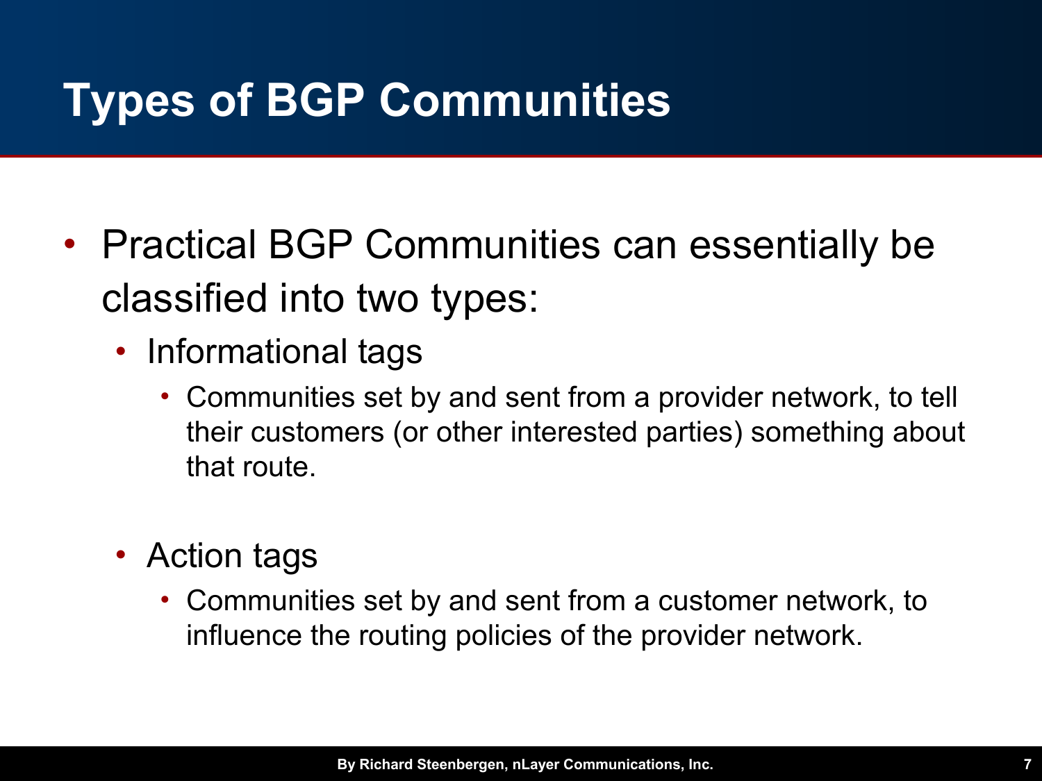# Types of BGP Communities

- Practical BGP Communities can essentially be classified into two types:
  - Informational tags
    - Communities set by and sent from a provider network, to tell their customers (or other interested parties) something about that route.
  - Action tags
    - Communities set by and sent from a customer network, to influence the routing policies of the provider network.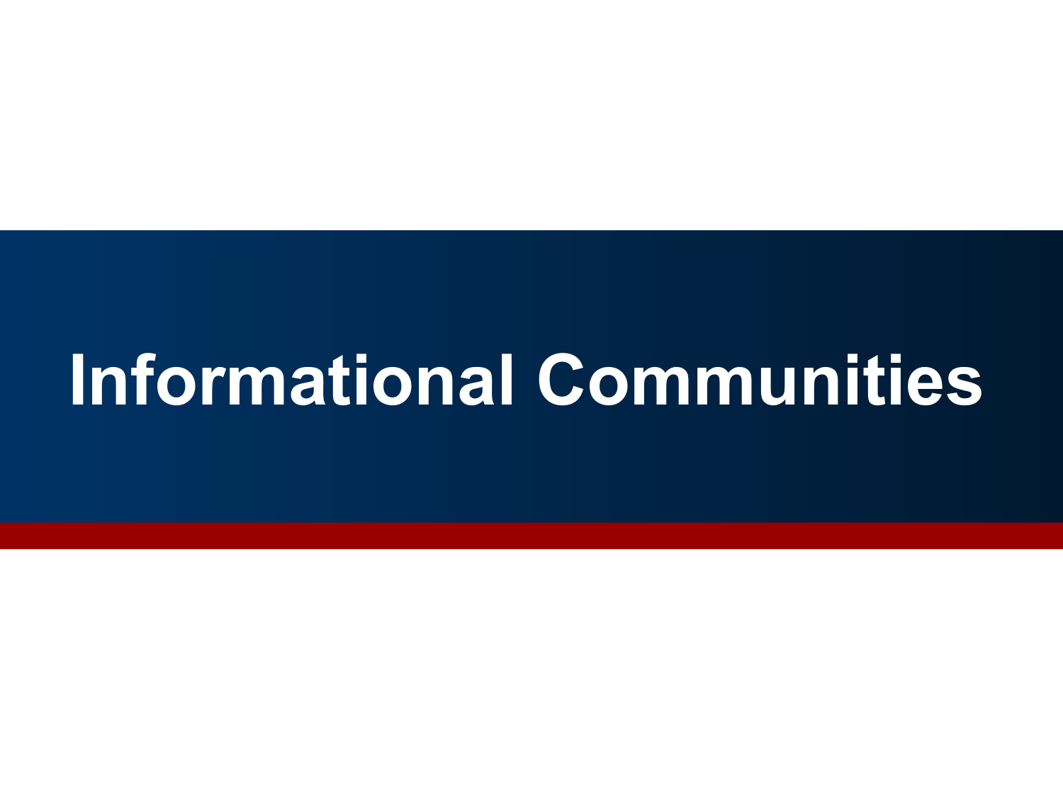# Informational Communities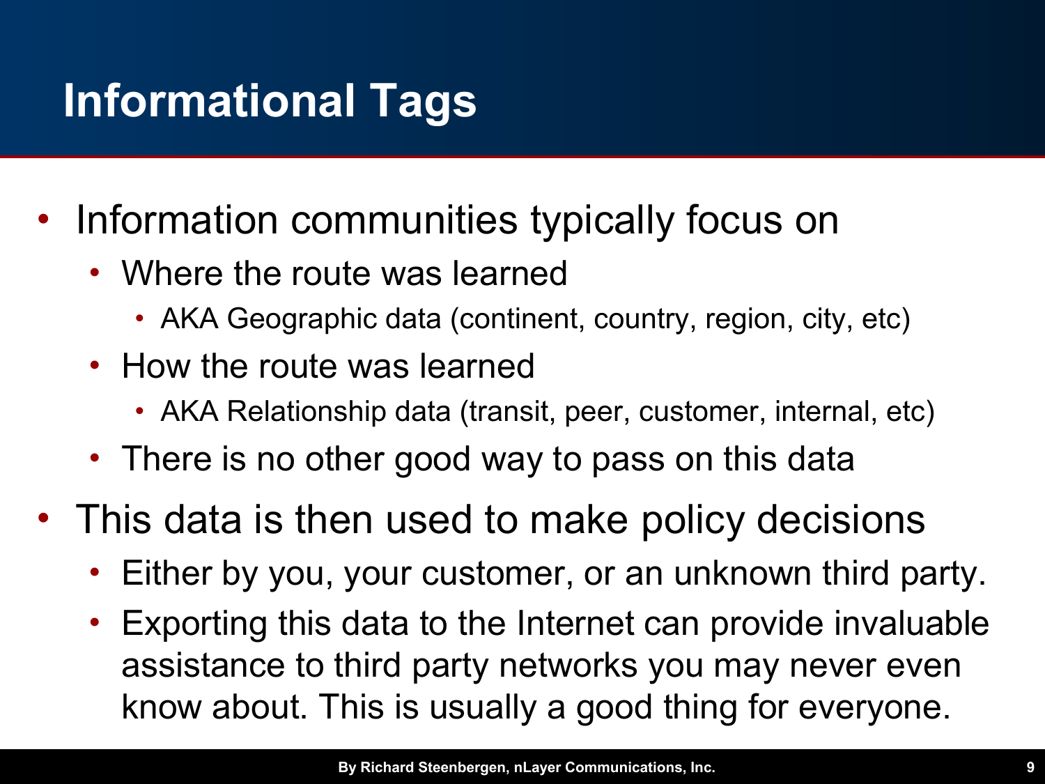# Informational Tags

- Information communities typically focus on
  - Where the route was learned
    - AKA Geographic data (continent, country, region, city, etc)
  - How the route was learned
    - AKA Relationship data (transit, peer, customer, internal, etc)
  - There is no other good way to pass on this data
- This data is then used to make policy decisions
  - Either by you, your customer, or an unknown third party.
  - Exporting this data to the Internet can provide invaluable assistance to third party networks you may never even know about. This is usually a good thing for everyone.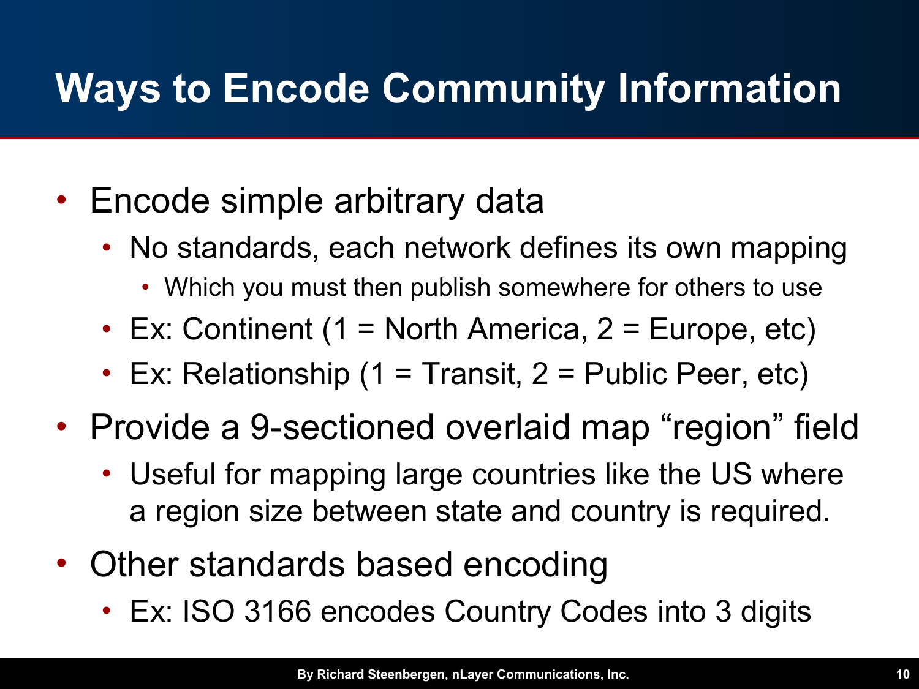# Ways to Encode Community Information

- Encode simple arbitrary data
  - No standards, each network defines its own mapping
    - Which you must then publish somewhere for others to use
  - Ex: Continent (1 = North America, 2 = Europe, etc)
  - Ex: Relationship (1 = Transit, 2 = Public Peer, etc)
- Provide a 9-sectioned overlaid map “region” field
  - Useful for mapping large countries like the US where a region size between state and country is required.
- Other standards based encoding
  - Ex: ISO 3166 encodes Country Codes into 3 digits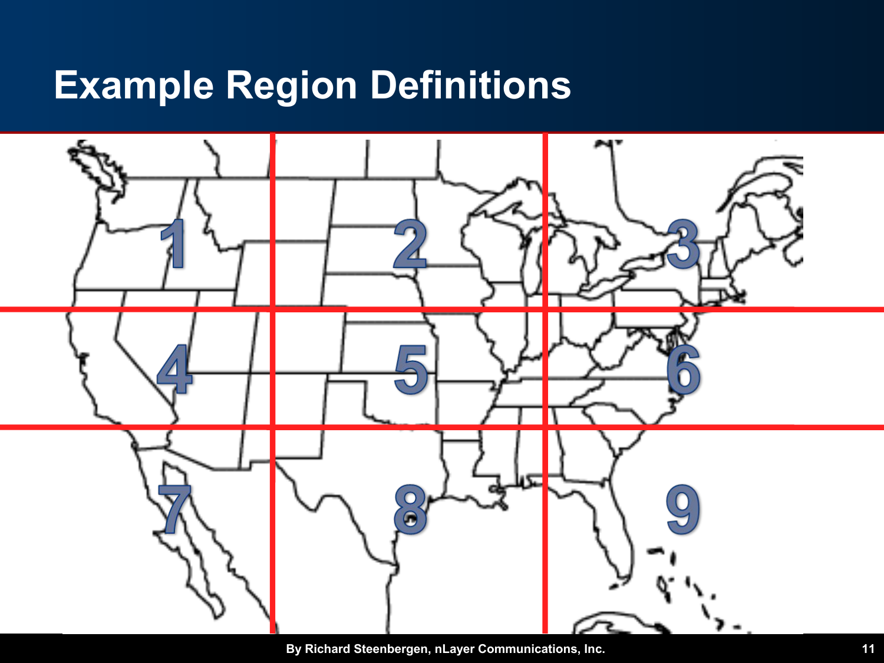# Example Region Definitions

1 2 3

4 5 6

7 8 9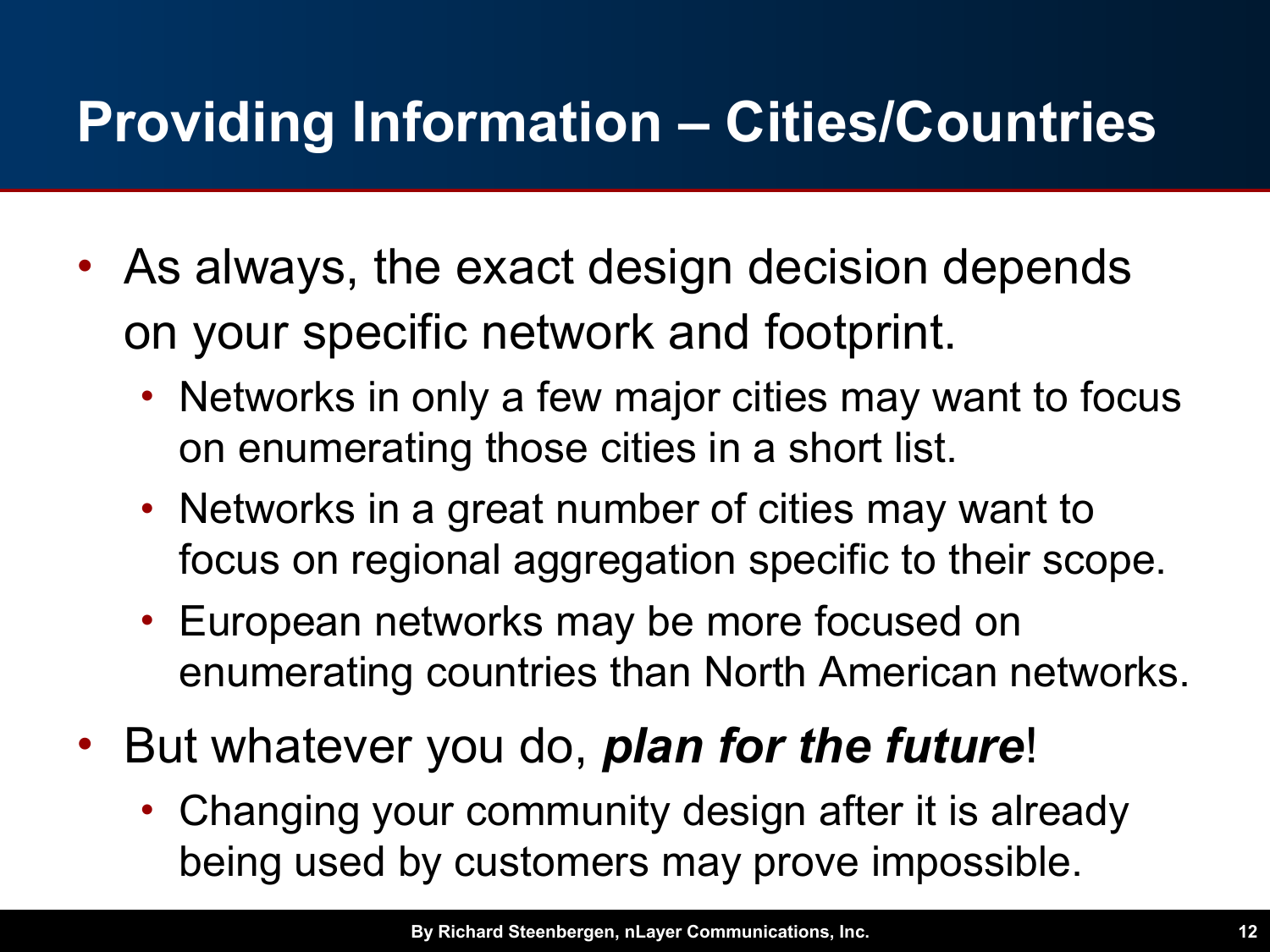# Providing Information – Cities/Countries

- As always, the exact design decision depends on your specific network and footprint.
  - Networks in only a few major cities may want to focus on enumerating those cities in a short list.
  - Networks in a great number of cities may want to focus on regional aggregation specific to their scope.
  - European networks may be more focused on enumerating countries than North American networks.
- But whatever you do, ***plan for the future***!
  - Changing your community design after it is already being used by customers may prove impossible.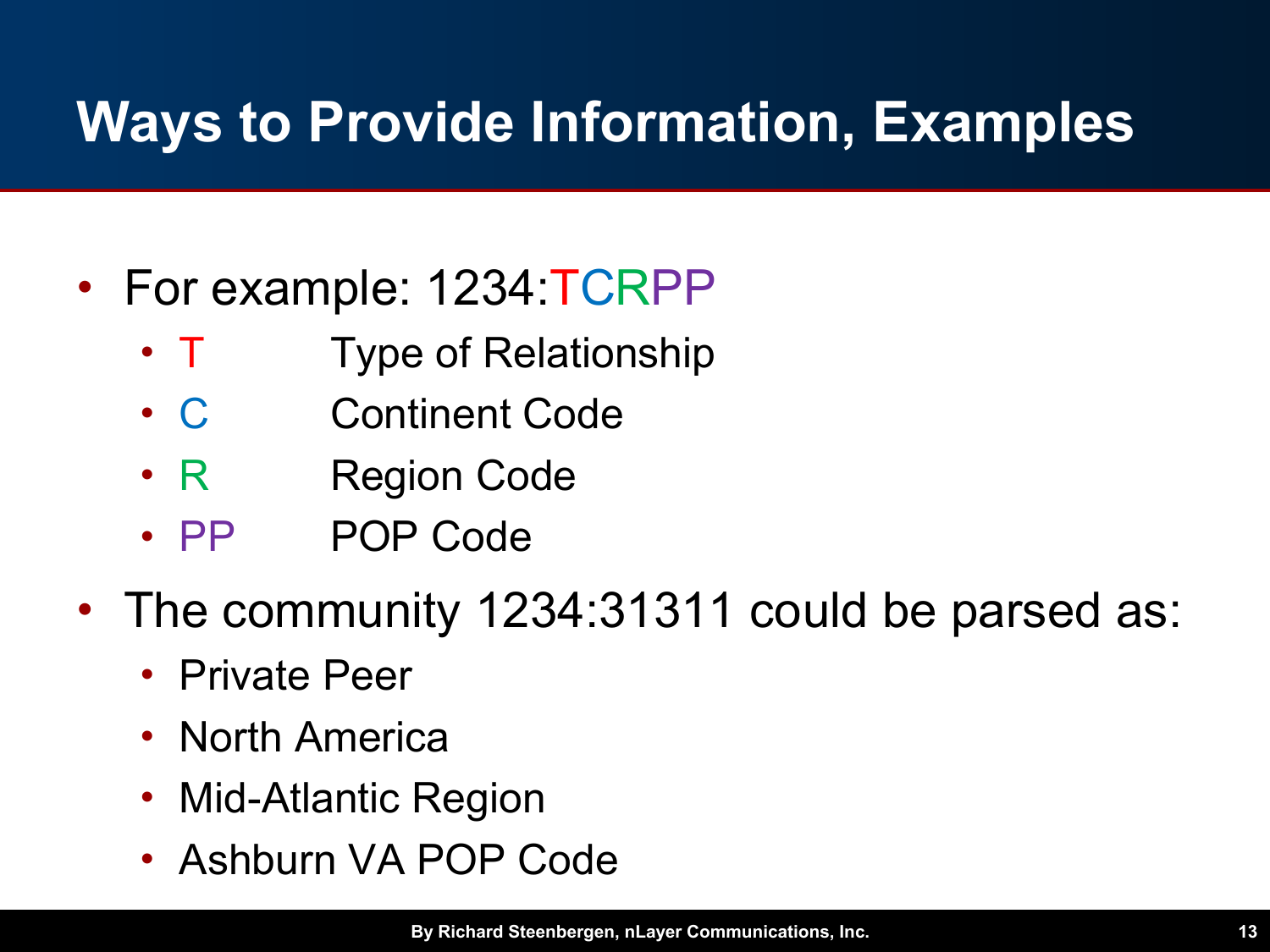# Ways to Provide Information, Examples

- For example: 1234:TCRPP
  - T  Type of Relationship
  - C  Continent Code
  - R  Region Code
  - PP  POP Code
- The community 1234:31311 could be parsed as:
  - Private Peer
  - North America
  - Mid-Atlantic Region
  - Ashburn VA POP Code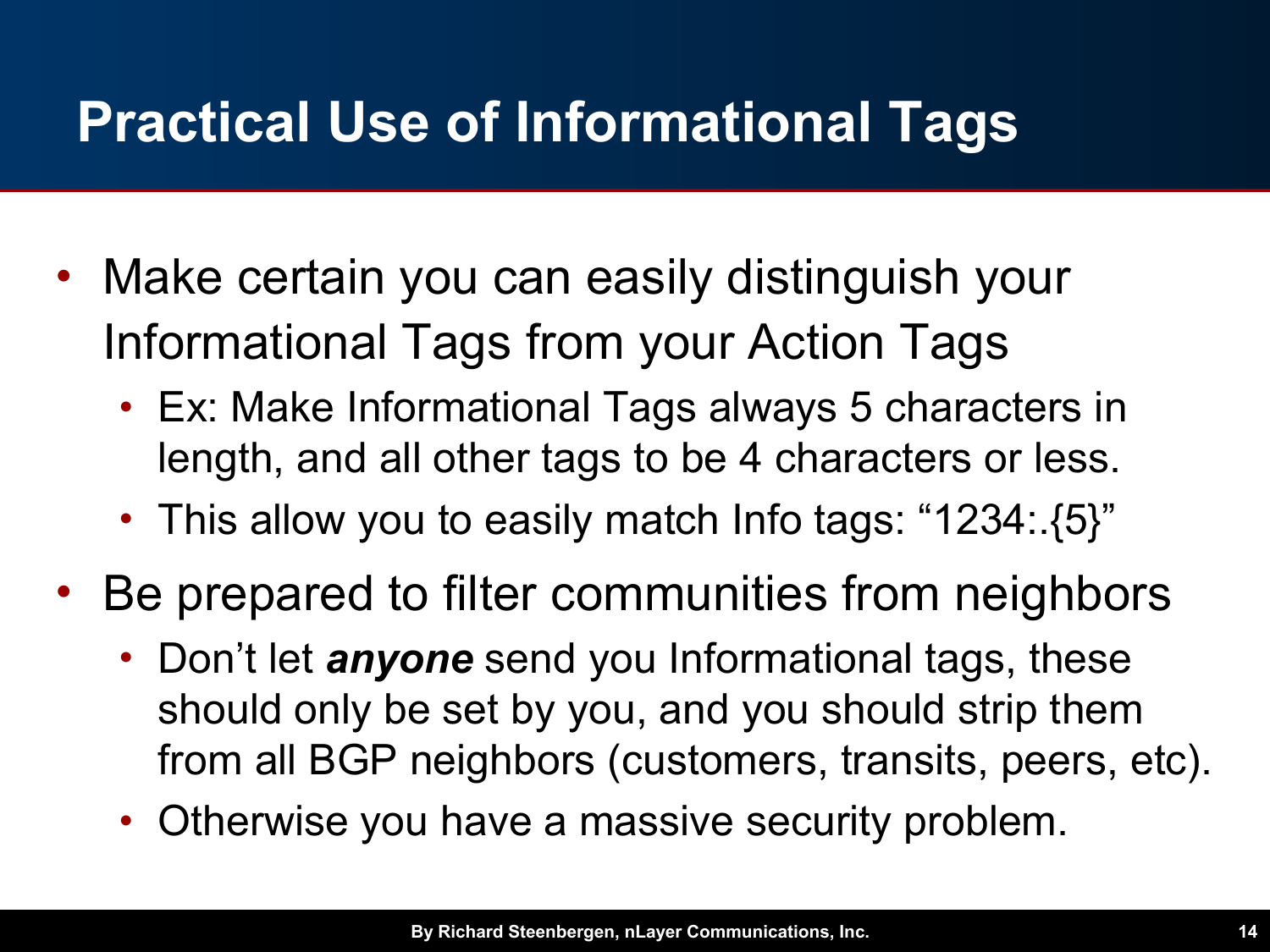# Practical Use of Informational Tags

- Make certain you can easily distinguish your Informational Tags from your Action Tags
  - Ex: Make Informational Tags always 5 characters in length, and all other tags to be 4 characters or less.
  - This allow you to easily match Info tags: "1234:.{5}"
- Be prepared to filter communities from neighbors
  - Don't let ***anyone*** send you Informational tags, these should only be set by you, and you should strip them from all BGP neighbors (customers, transits, peers, etc).
  - Otherwise you have a massive security problem.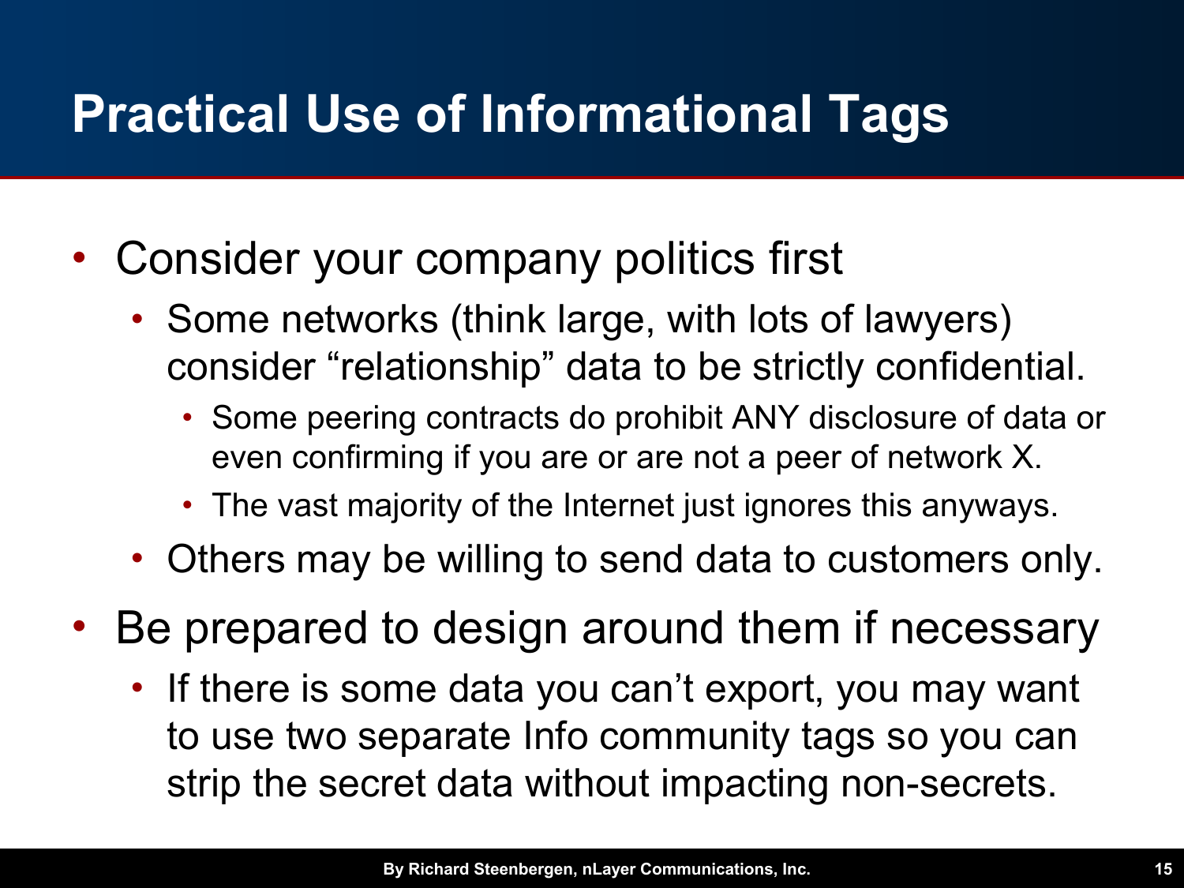# Practical Use of Informational Tags

- Consider your company politics first
  - Some networks (think large, with lots of lawyers) consider "relationship" data to be strictly confidential.
    - Some peering contracts do prohibit ANY disclosure of data or even confirming if you are or are not a peer of network X.
    - The vast majority of the Internet just ignores this anyways.
  - Others may be willing to send data to customers only.
- Be prepared to design around them if necessary
  - If there is some data you can't export, you may want to use two separate Info community tags so you can strip the secret data without impacting non-secrets.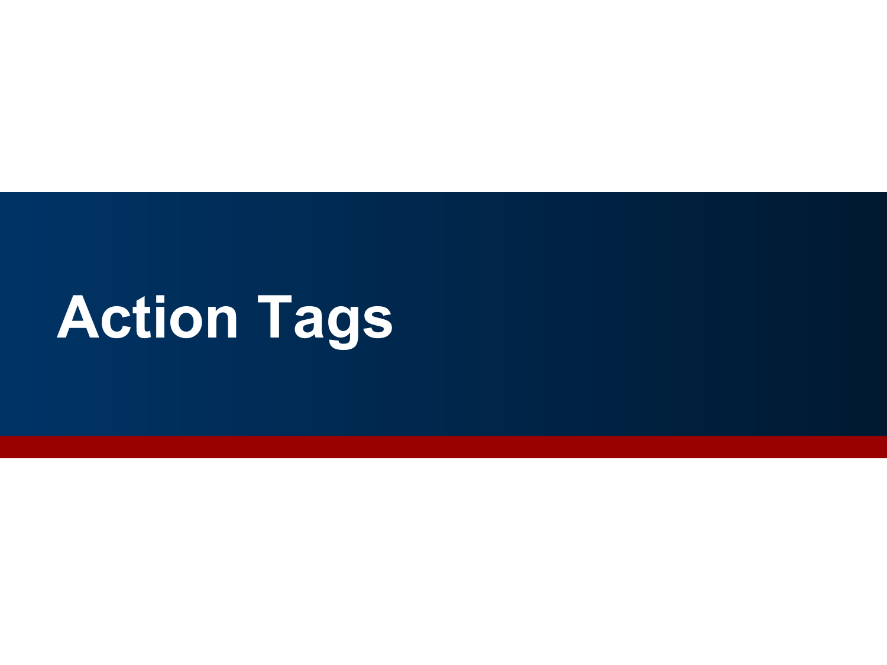# Action Tags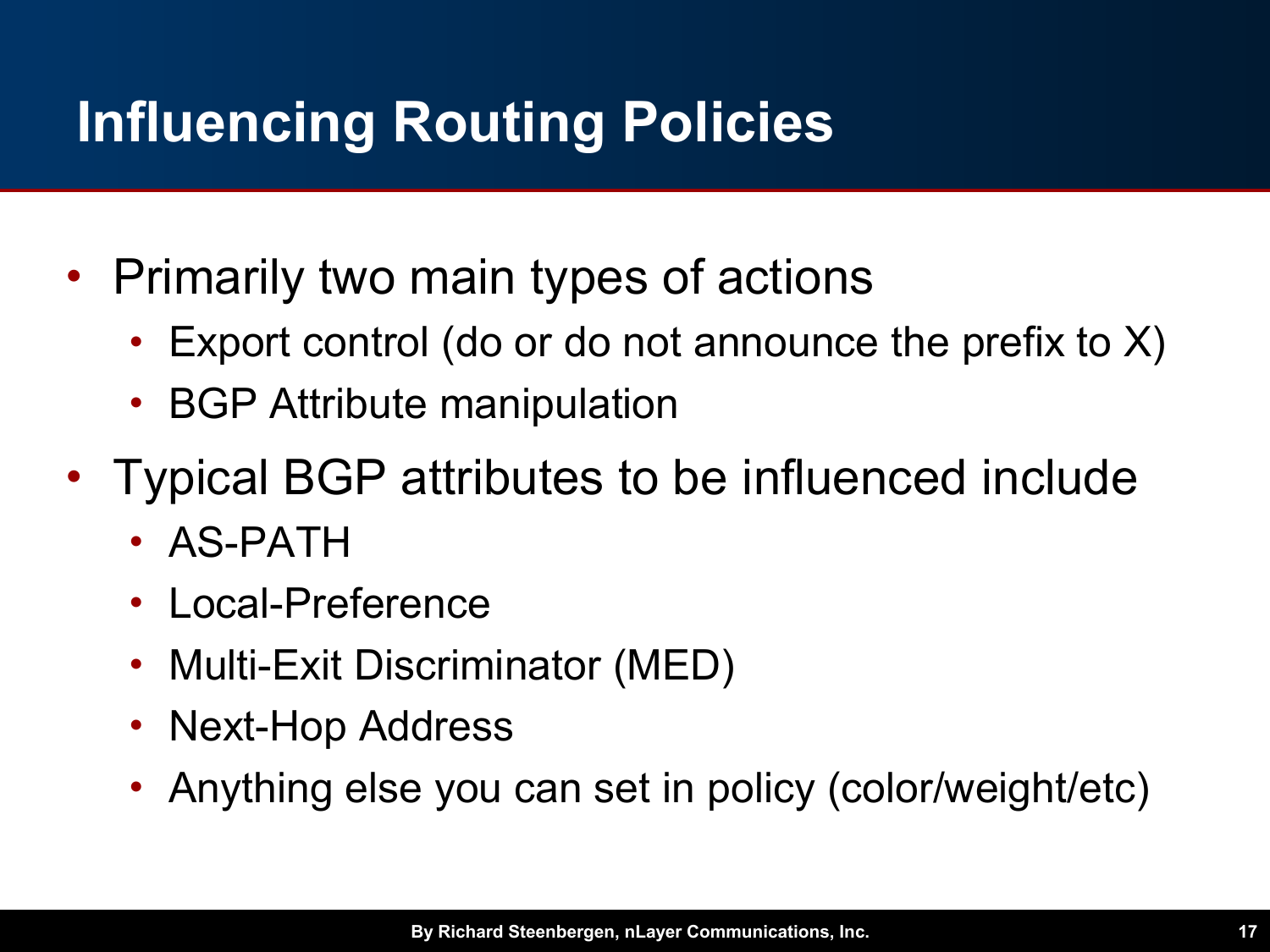# Influencing Routing Policies

- Primarily two main types of actions
  - Export control (do or do not announce the prefix to X)
  - BGP Attribute manipulation
- Typical BGP attributes to be influenced include
  - AS-PATH
  - Local-Preference
  - Multi-Exit Discriminator (MED)
  - Next-Hop Address
  - Anything else you can set in policy (color/weight/etc)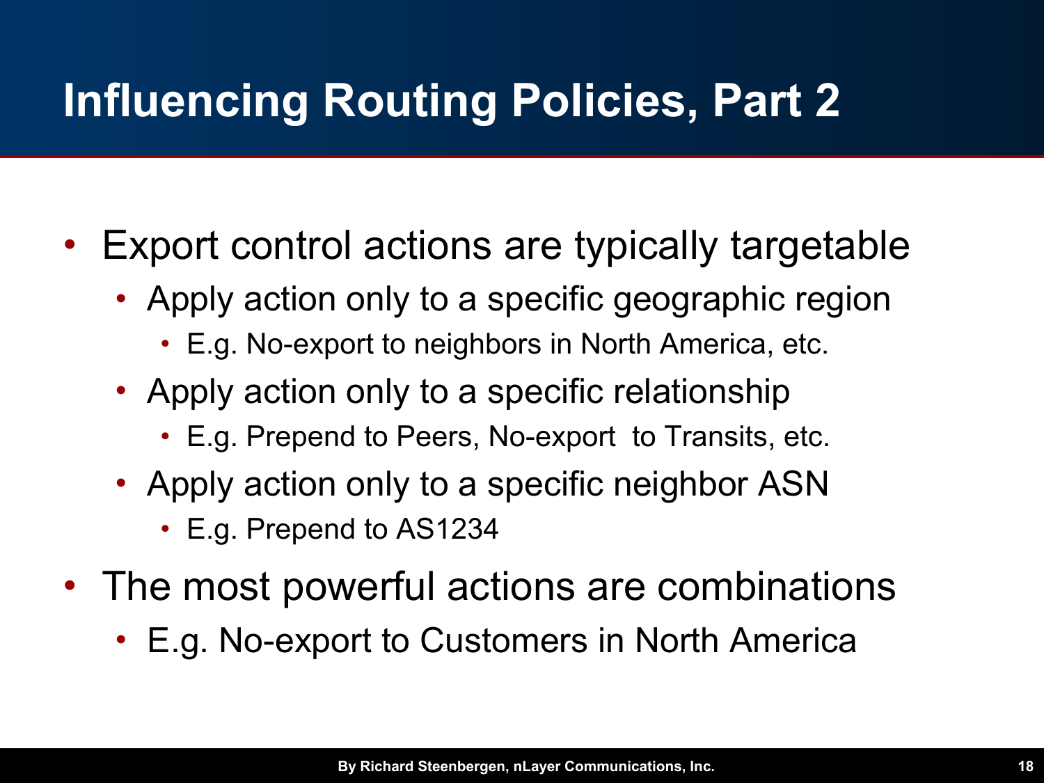# Influencing Routing Policies, Part 2

- Export control actions are typically targetable
  - Apply action only to a specific geographic region
    - E.g. No-export to neighbors in North America, etc.
  - Apply action only to a specific relationship
    - E.g. Prepend to Peers, No-export to Transits, etc.
  - Apply action only to a specific neighbor ASN
    - E.g. Prepend to AS1234
- The most powerful actions are combinations
  - E.g. No-export to Customers in North America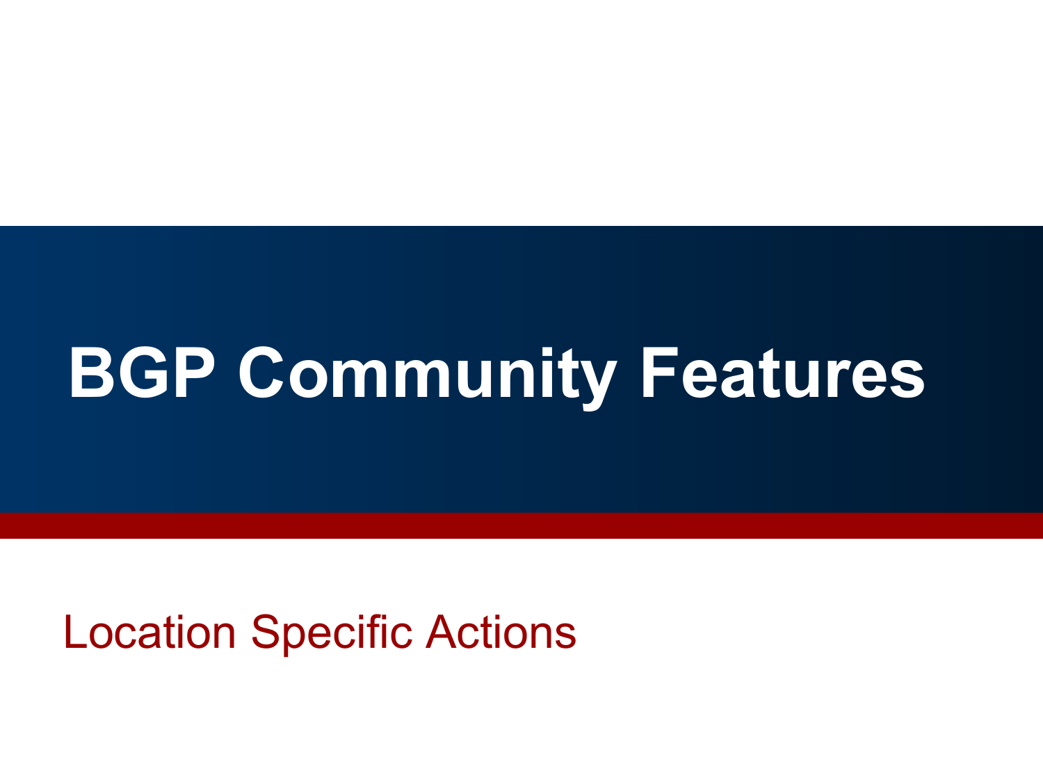# BGP Community Features

Location Specific Actions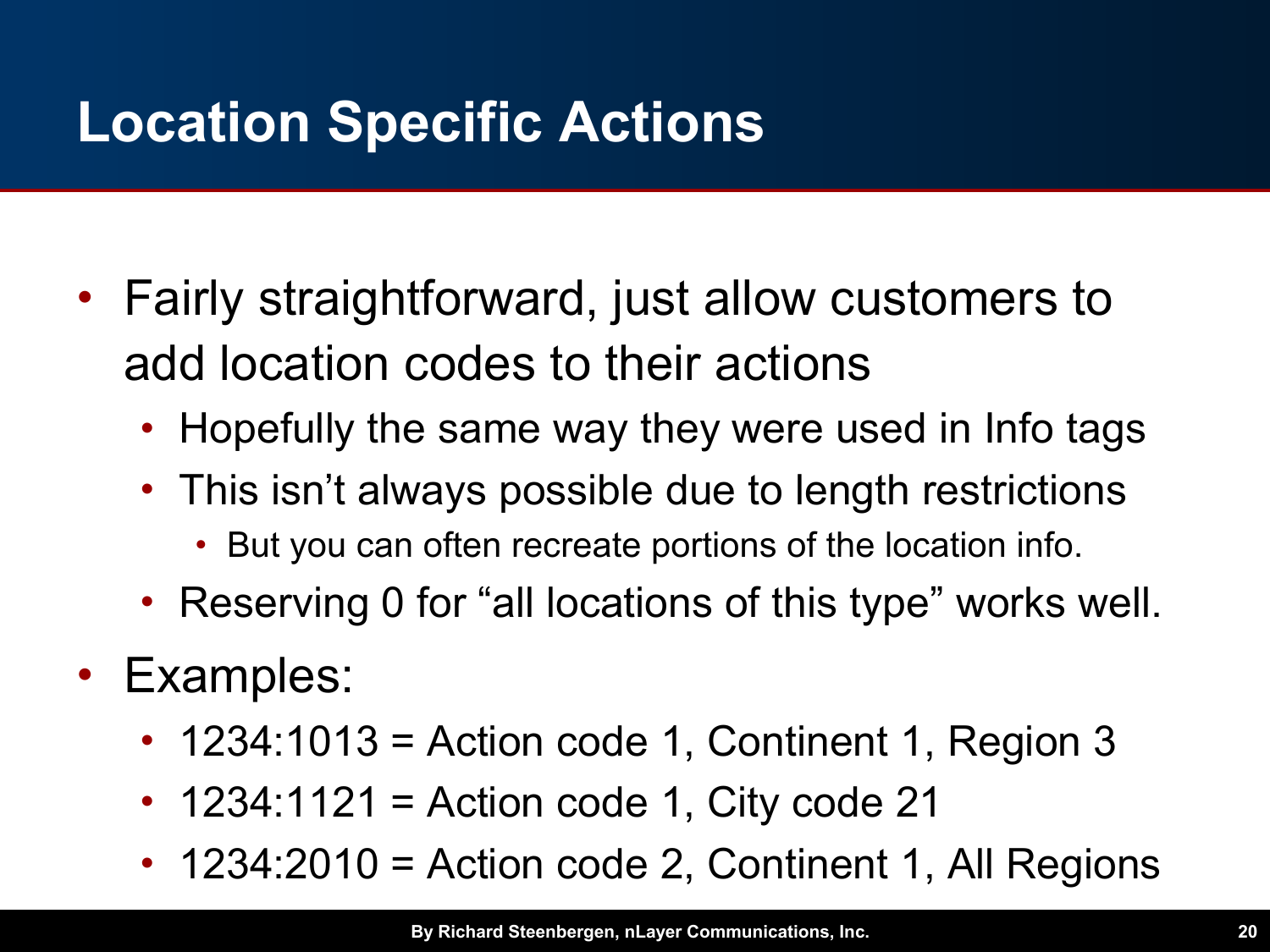# Location Specific Actions

- Fairly straightforward, just allow customers to add location codes to their actions
  - Hopefully the same way they were used in Info tags
  - This isn't always possible due to length restrictions
    - But you can often recreate portions of the location info.
  - Reserving 0 for "all locations of this type" works well.
- Examples:
  - 1234:1013 = Action code 1, Continent 1, Region 3
  - 1234:1121 = Action code 1, City code 21
  - 1234:2010 = Action code 2, Continent 1, All Regions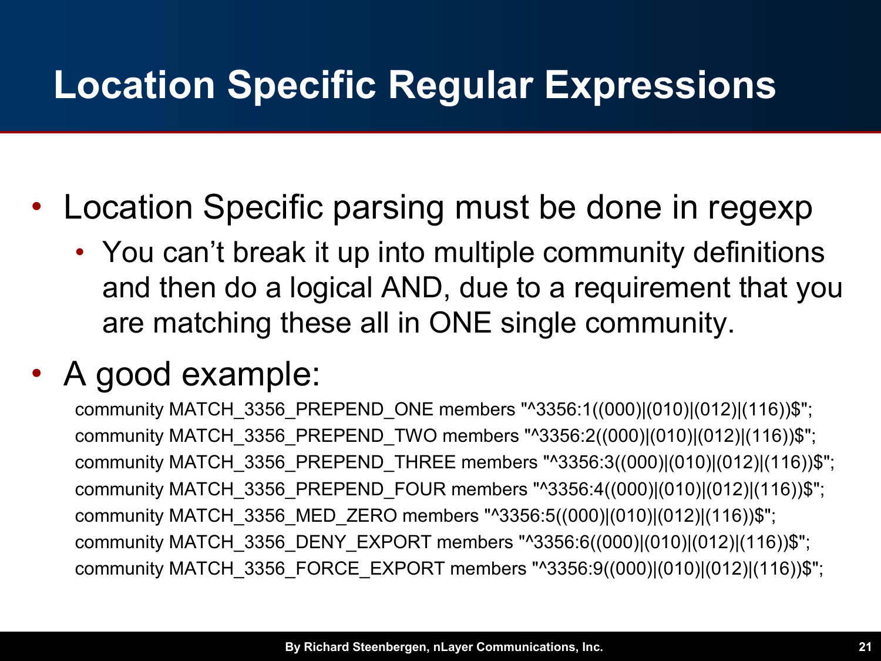# Location Specific Regular Expressions

- Location Specific parsing must be done in regexp
  - You can’t break it up into multiple community definitions and then do a logical AND, due to a requirement that you are matching these all in ONE single community.
- A good example:

```
community MATCH_3356_PREPEND_ONE members "^3356:1((000)|(010)|(012)|(116))$";
community MATCH_3356_PREPEND_TWO members "^3356:2((000)|(010)|(012)|(116))$";
community MATCH_3356_PREPEND_THREE members "^3356:3((000)|(010)|(012)|(116))$";
community MATCH_3356_PREPEND_FOUR members "^3356:4((000)|(010)|(012)|(116))$";
community MATCH_3356_MED_ZERO members "^3356:5((000)|(010)|(012)|(116))$";
community MATCH_3356_DENY_EXPORT members "^3356:6((000)|(010)|(012)|(116))$";
community MATCH_3356_FORCE_EXPORT members "^3356:9((000)|(010)|(012)|(116))$";
```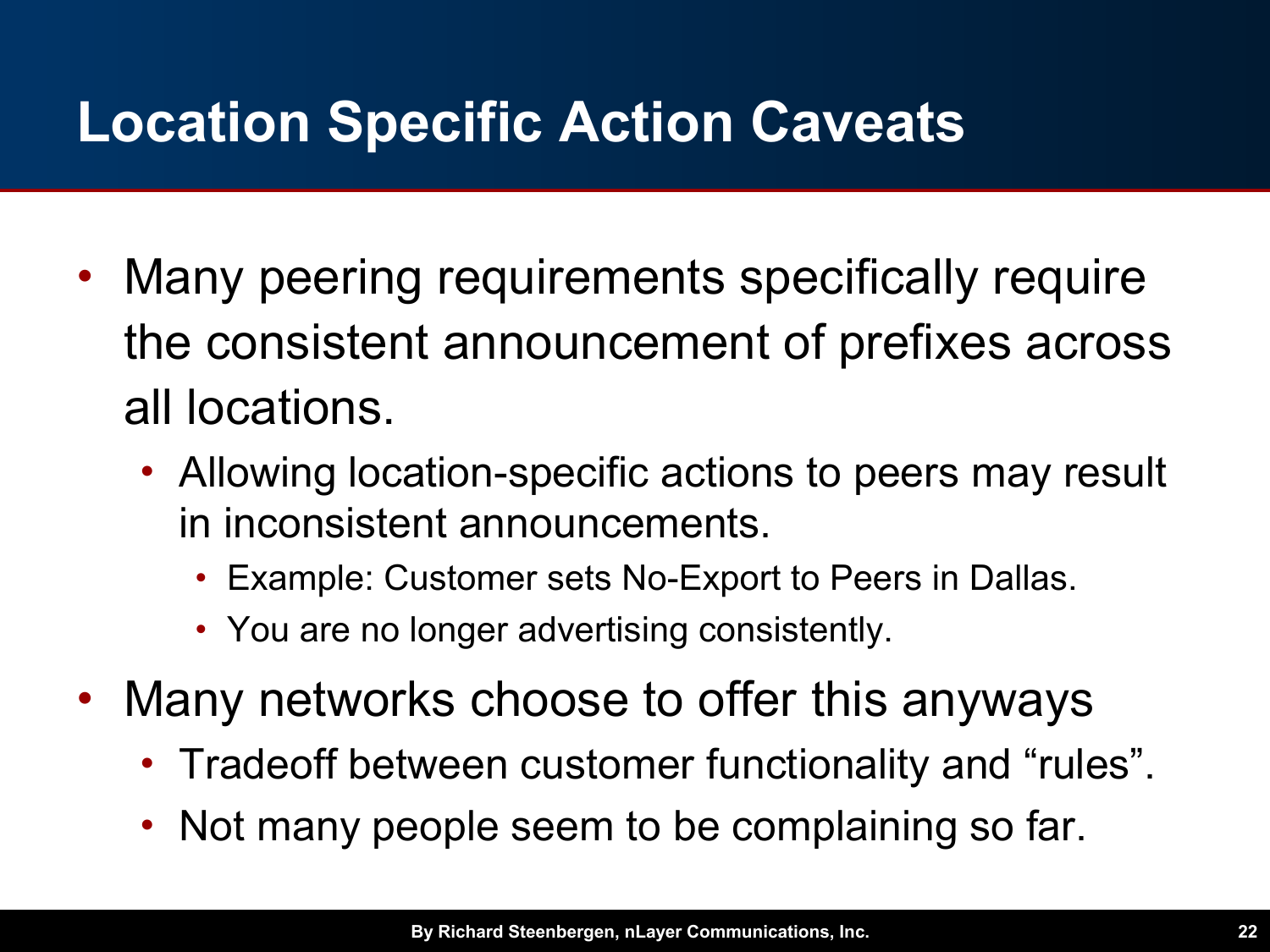# Location Specific Action Caveats

- Many peering requirements specifically require the consistent announcement of prefixes across all locations.
  - Allowing location-specific actions to peers may result in inconsistent announcements.
    - Example: Customer sets No-Export to Peers in Dallas.
    - You are no longer advertising consistently.
- Many networks choose to offer this anyways
  - Tradeoff between customer functionality and "rules".
  - Not many people seem to be complaining so far.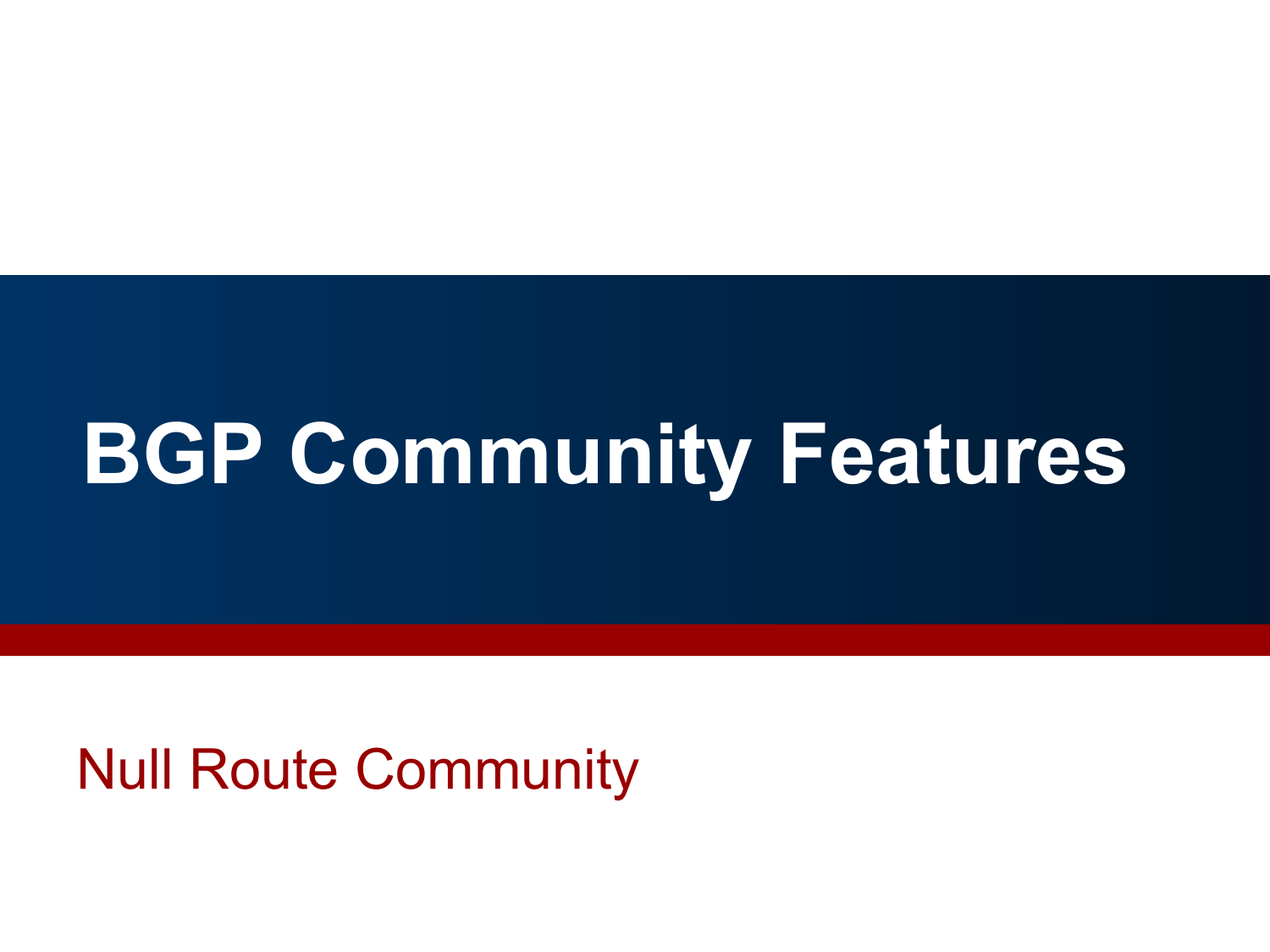# BGP Community Features

Null Route Community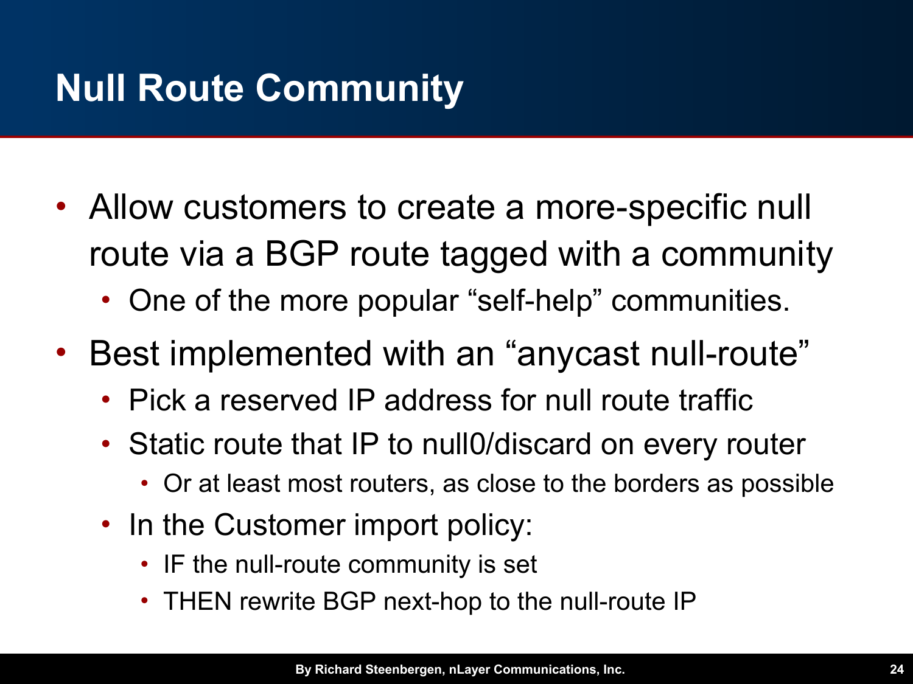# Null Route Community

- Allow customers to create a more-specific null route via a BGP route tagged with a community
  - One of the more popular “self-help” communities.
- Best implemented with an “anycast null-route”
  - Pick a reserved IP address for null route traffic
  - Static route that IP to null0/discard on every router
    - Or at least most routers, as close to the borders as possible
  - In the Customer import policy:
    - IF the null-route community is set
    - THEN rewrite BGP next-hop to the null-route IP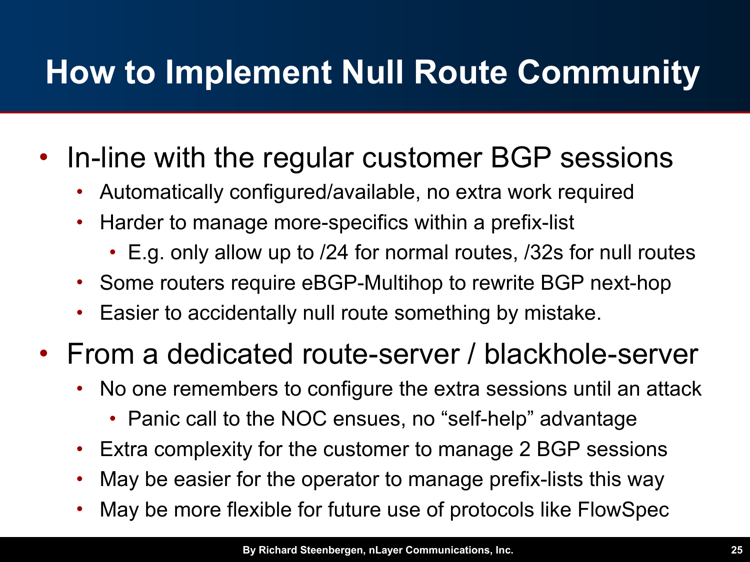# How to Implement Null Route Community

- In-line with the regular customer BGP sessions
  - Automatically configured/available, no extra work required
  - Harder to manage more-specifics within a prefix-list
    - E.g. only allow up to /24 for normal routes, /32s for null routes
  - Some routers require eBGP-Multihop to rewrite BGP next-hop
  - Easier to accidentally null route something by mistake.
- From a dedicated route-server / blackhole-server
  - No one remembers to configure the extra sessions until an attack
    - Panic call to the NOC ensues, no "self-help" advantage
  - Extra complexity for the customer to manage 2 BGP sessions
  - May be easier for the operator to manage prefix-lists this way
  - May be more flexible for future use of protocols like FlowSpec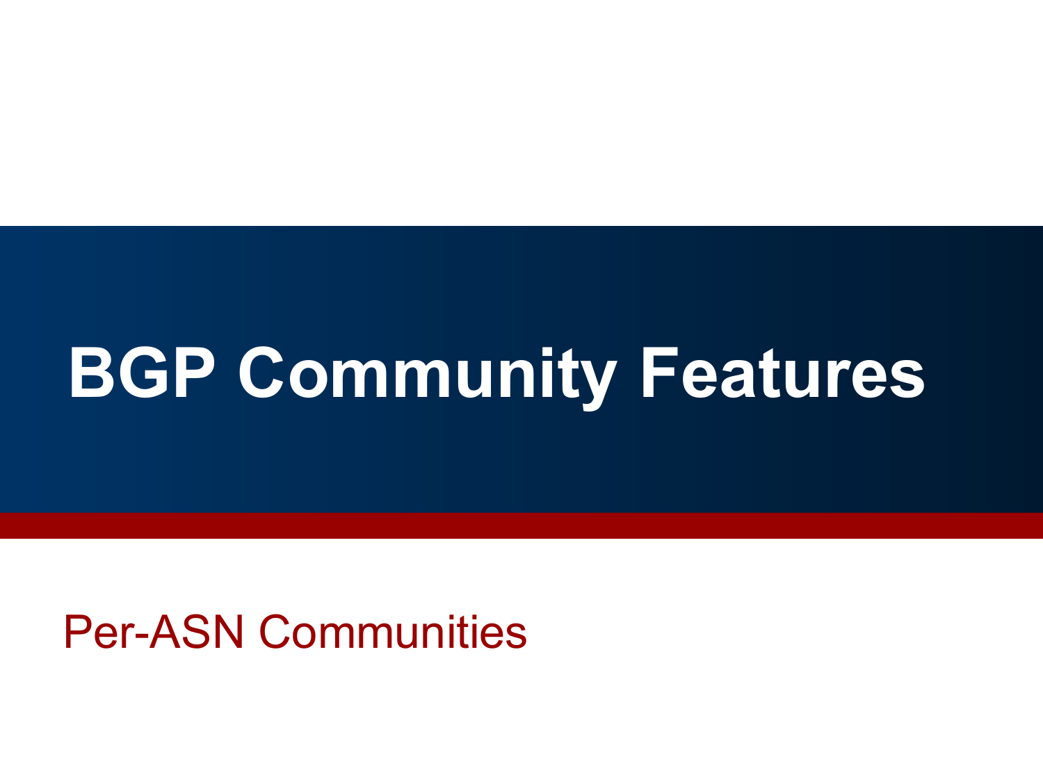# BGP Community Features

Per-ASN Communities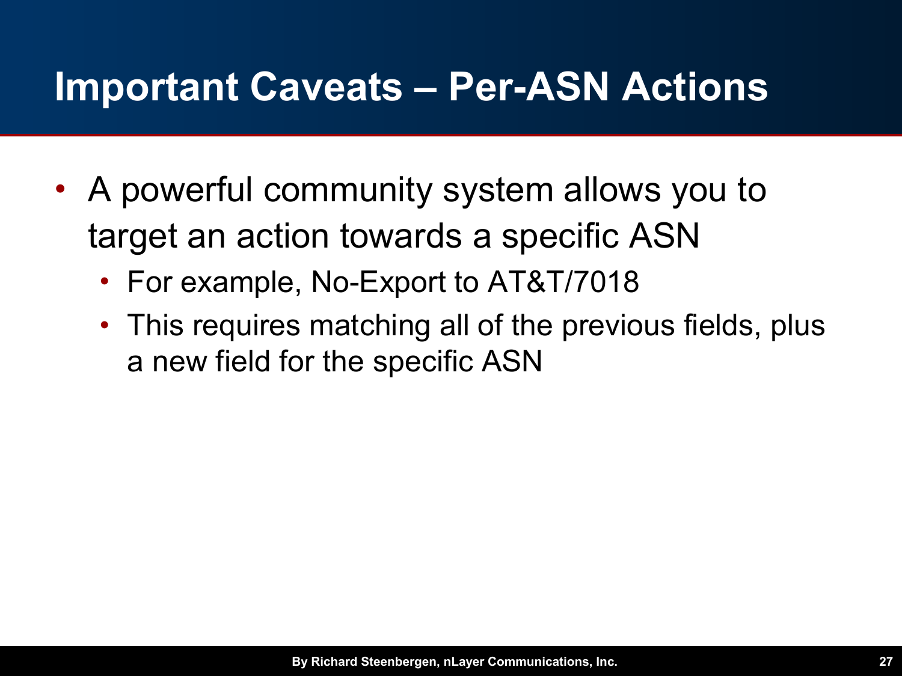# Important Caveats – Per-ASN Actions

- A powerful community system allows you to target an action towards a specific ASN
  - For example, No-Export to AT&T/7018
  - This requires matching all of the previous fields, plus a new field for the specific ASN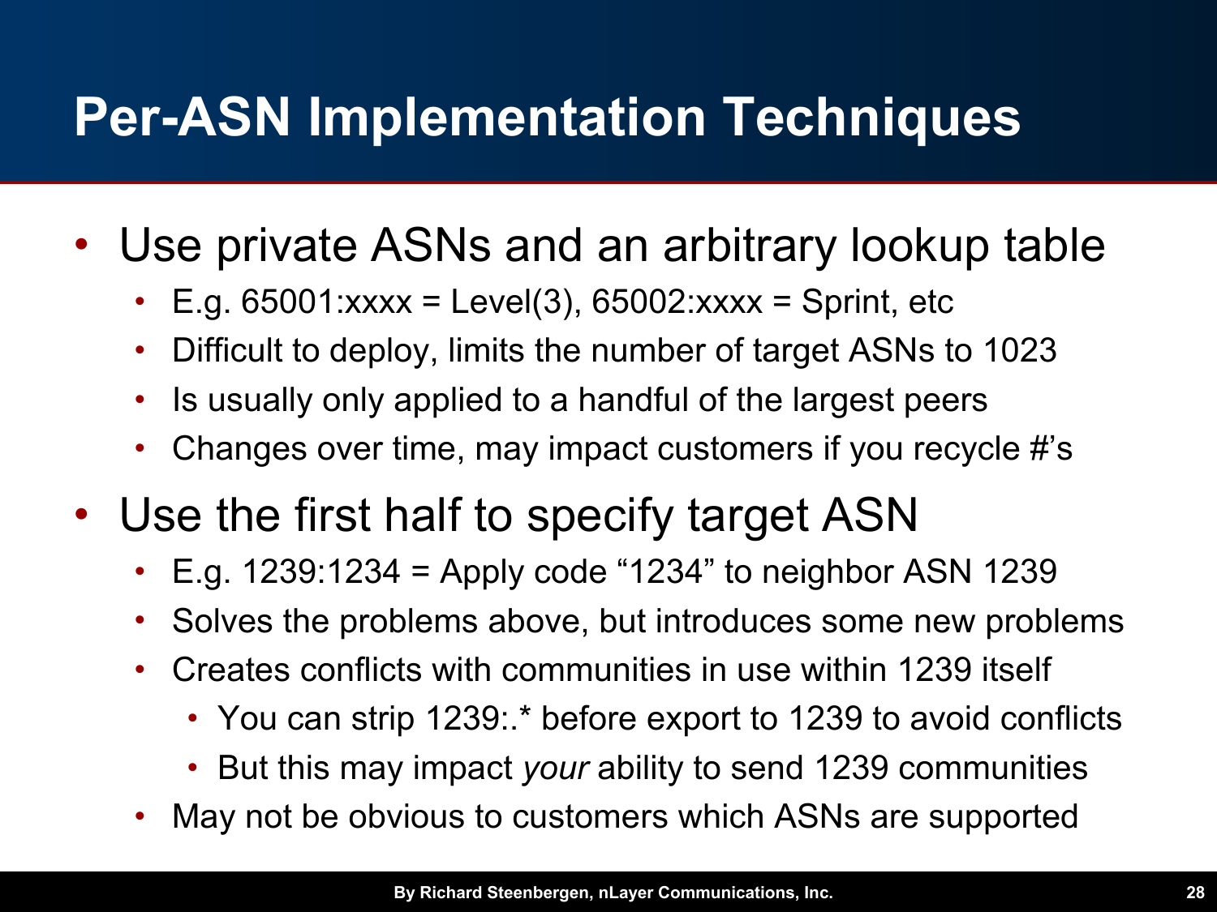# Per-ASN Implementation Techniques

- Use private ASNs and an arbitrary lookup table
  - E.g. 65001:xxxx = Level(3), 65002:xxxx = Sprint, etc
  - Difficult to deploy, limits the number of target ASNs to 1023
  - Is usually only applied to a handful of the largest peers
  - Changes over time, may impact customers if you recycle #'s
- Use the first half to specify target ASN
  - E.g. 1239:1234 = Apply code "1234" to neighbor ASN 1239
  - Solves the problems above, but introduces some new problems
  - Creates conflicts with communities in use within 1239 itself
    - You can strip 1239:.* before export to 1239 to avoid conflicts
    - But this may impact *your* ability to send 1239 communities
  - May not be obvious to customers which ASNs are supported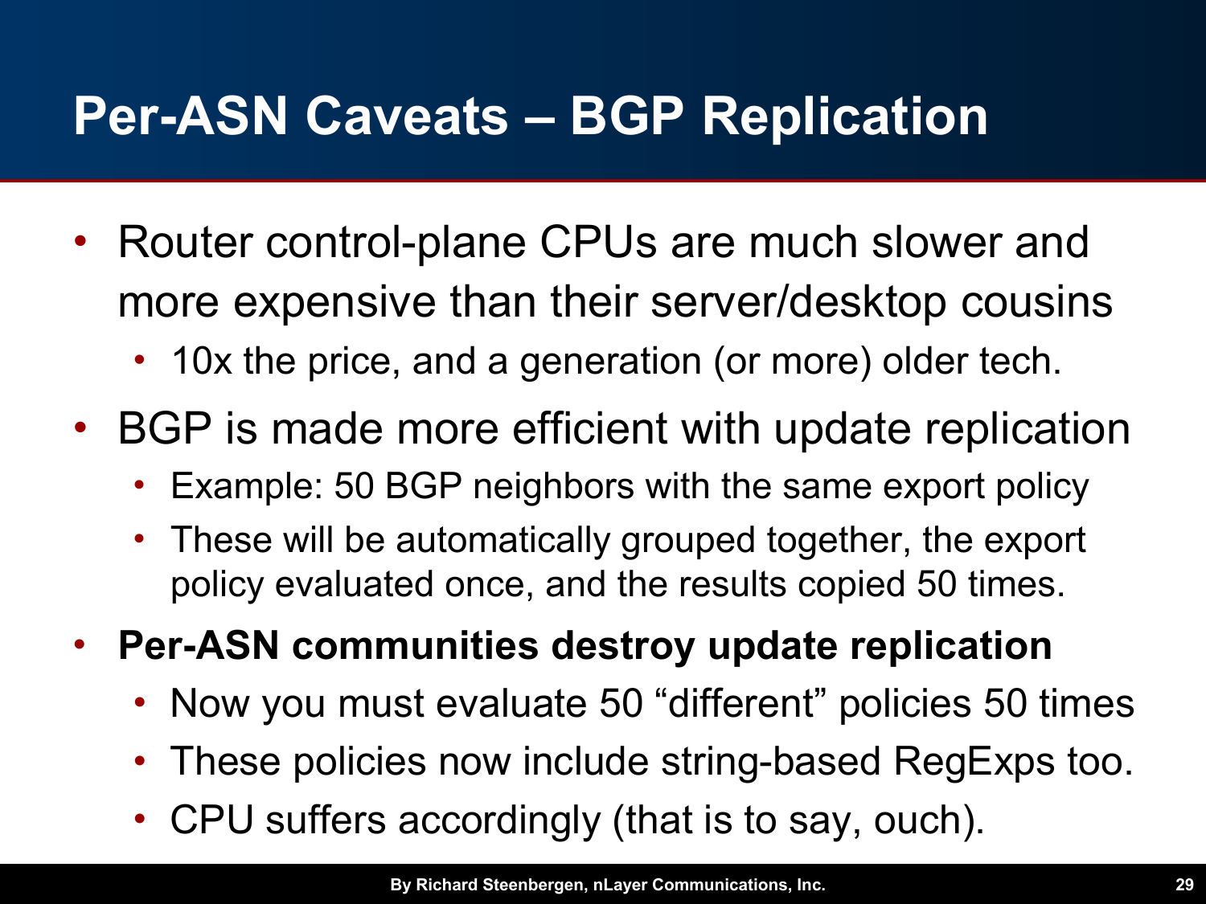# Per-ASN Caveats – BGP Replication

- Router control-plane CPUs are much slower and more expensive than their server/desktop cousins
  - 10x the price, and a generation (or more) older tech.
- BGP is made more efficient with update replication
  - Example: 50 BGP neighbors with the same export policy
  - These will be automatically grouped together, the export policy evaluated once, and the results copied 50 times.
- **Per-ASN communities destroy update replication**
  - Now you must evaluate 50 "different" policies 50 times
  - These policies now include string-based RegExps too.
  - CPU suffers accordingly (that is to say, ouch).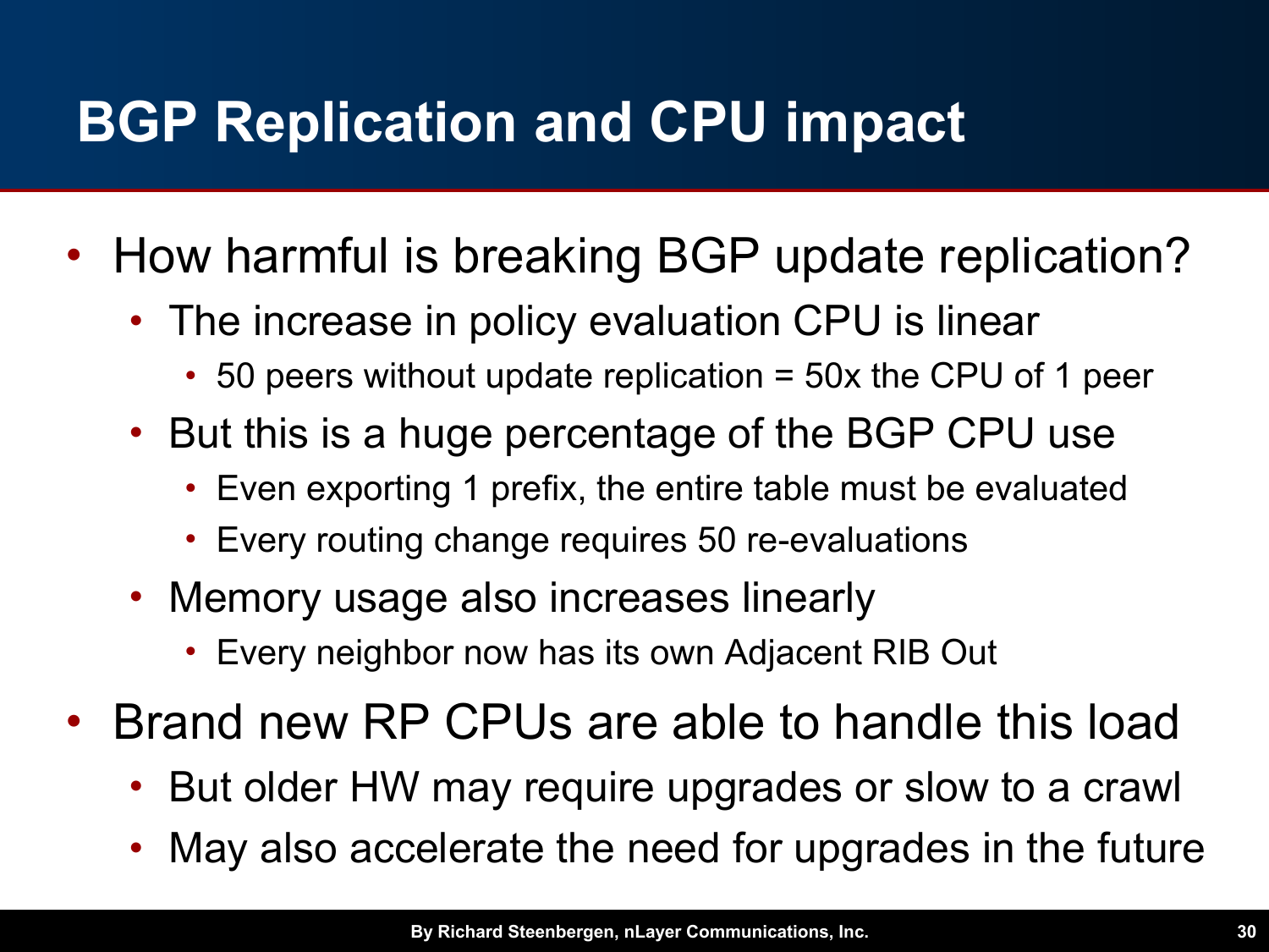# BGP Replication and CPU impact

- How harmful is breaking BGP update replication?
  - The increase in policy evaluation CPU is linear
    - 50 peers without update replication = 50x the CPU of 1 peer
  - But this is a huge percentage of the BGP CPU use
    - Even exporting 1 prefix, the entire table must be evaluated
    - Every routing change requires 50 re-evaluations
  - Memory usage also increases linearly
    - Every neighbor now has its own Adjacent RIB Out
- Brand new RP CPUs are able to handle this load
  - But older HW may require upgrades or slow to a crawl
  - May also accelerate the need for upgrades in the future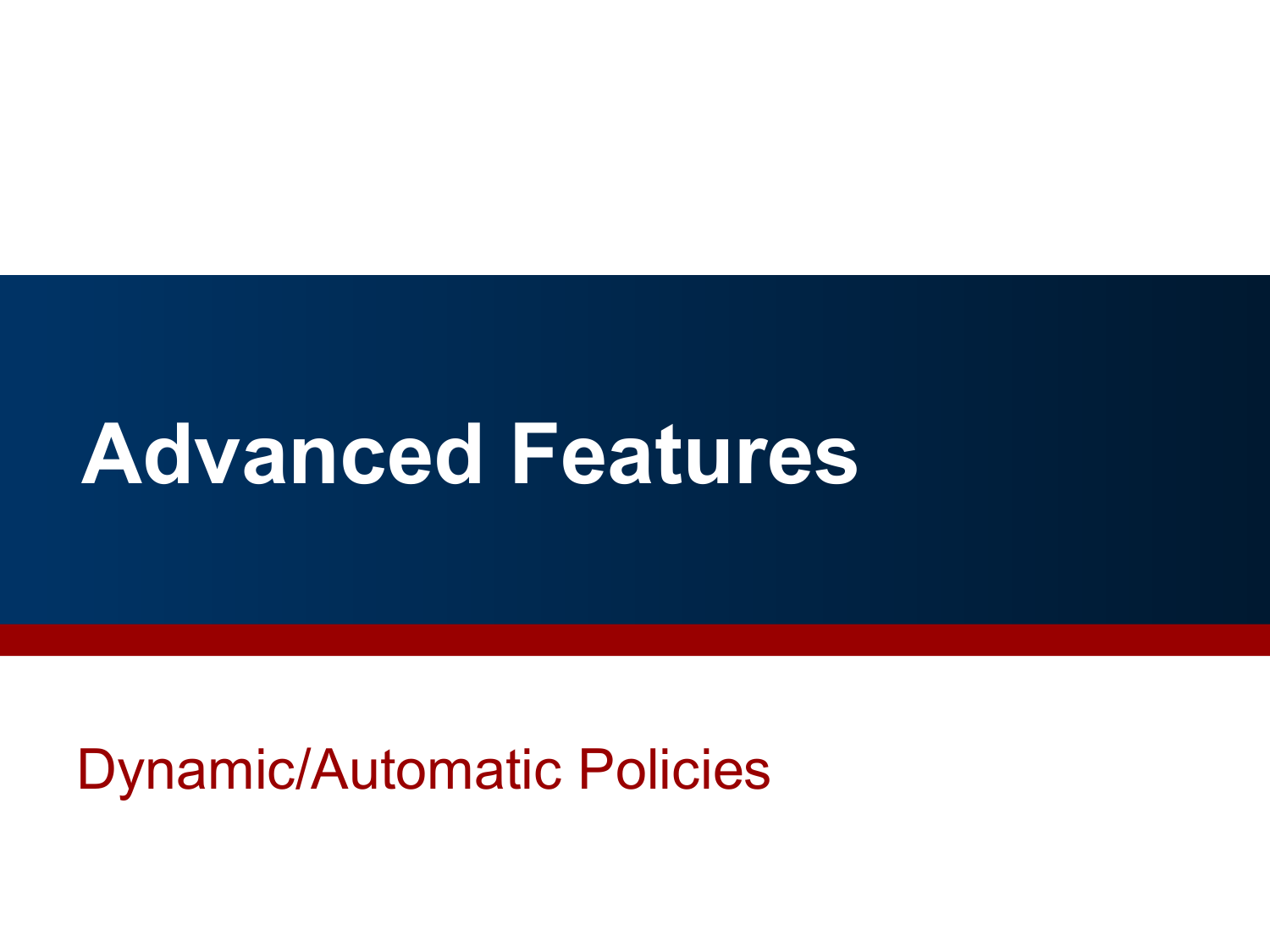# Advanced Features

Dynamic/Automatic Policies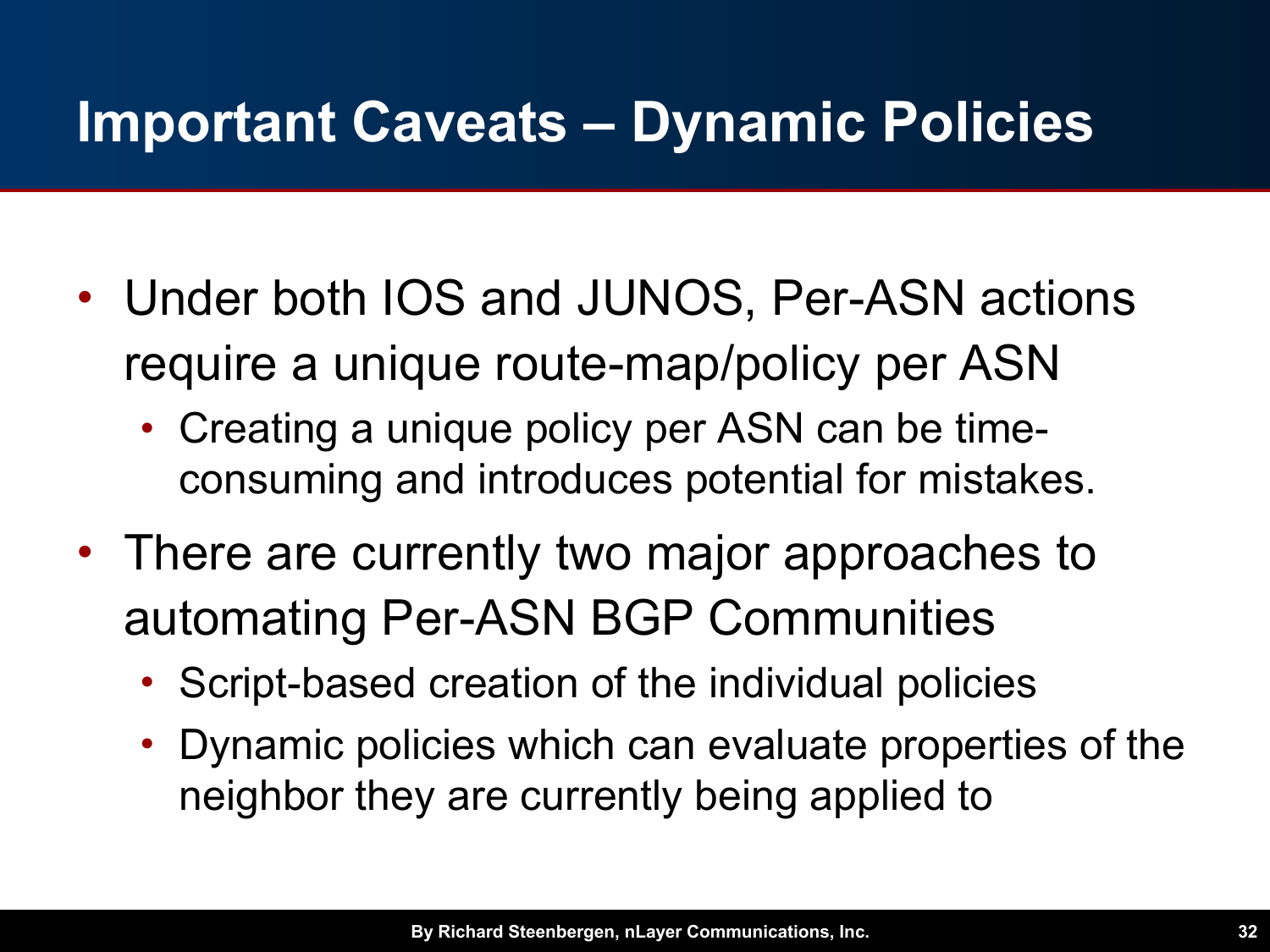# Important Caveats – Dynamic Policies

- Under both IOS and JUNOS, Per-ASN actions require a unique route-map/policy per ASN
  - Creating a unique policy per ASN can be time-consuming and introduces potential for mistakes.
- There are currently two major approaches to automating Per-ASN BGP Communities
  - Script-based creation of the individual policies
  - Dynamic policies which can evaluate properties of the neighbor they are currently being applied to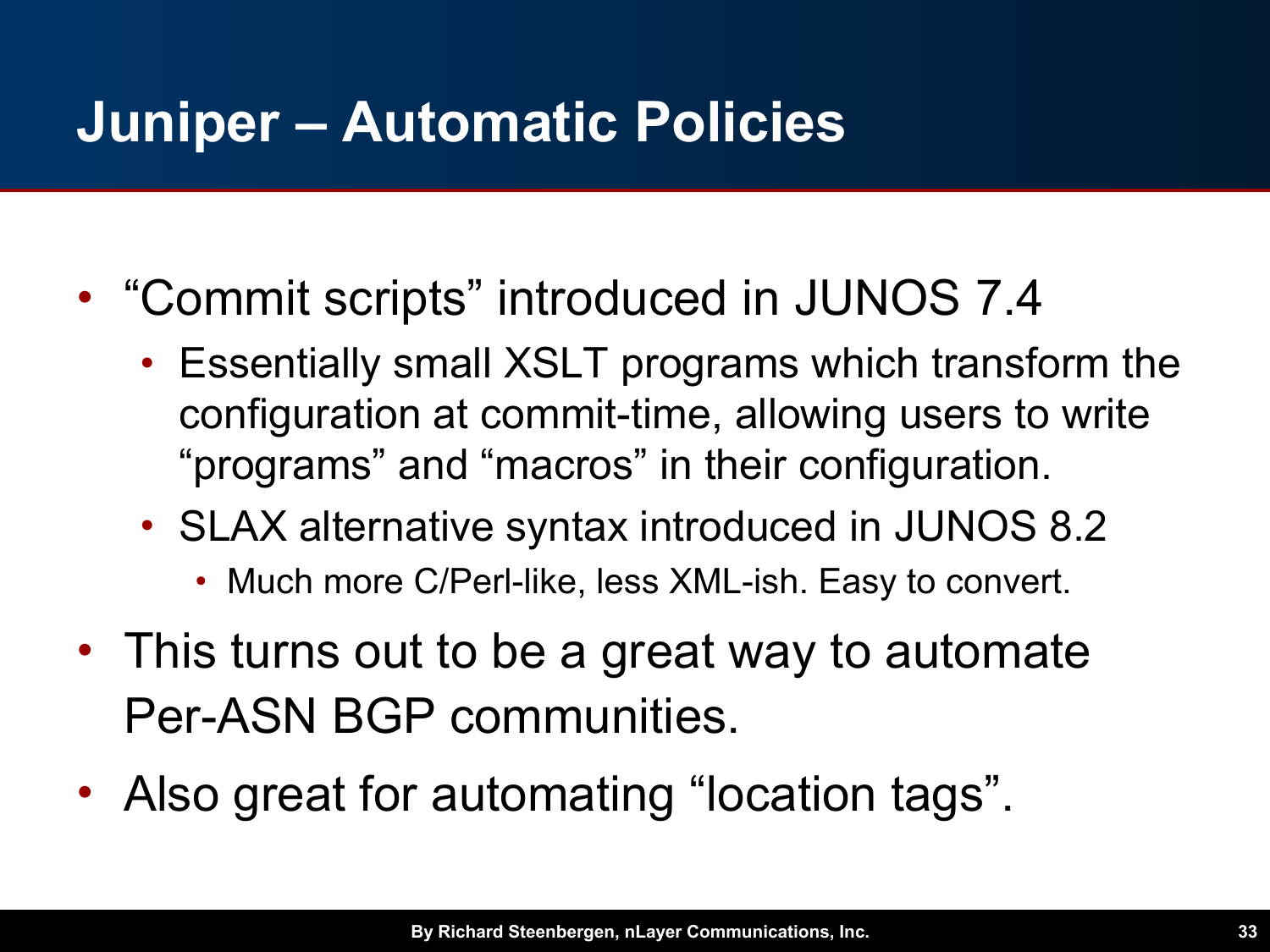# Juniper – Automatic Policies

- “Commit scripts” introduced in JUNOS 7.4
  - Essentially small XSLT programs which transform the configuration at commit-time, allowing users to write “programs” and “macros” in their configuration.
  - SLAX alternative syntax introduced in JUNOS 8.2
    - Much more C/Perl-like, less XML-ish. Easy to convert.
- This turns out to be a great way to automate Per-ASN BGP communities.
- Also great for automating “location tags”.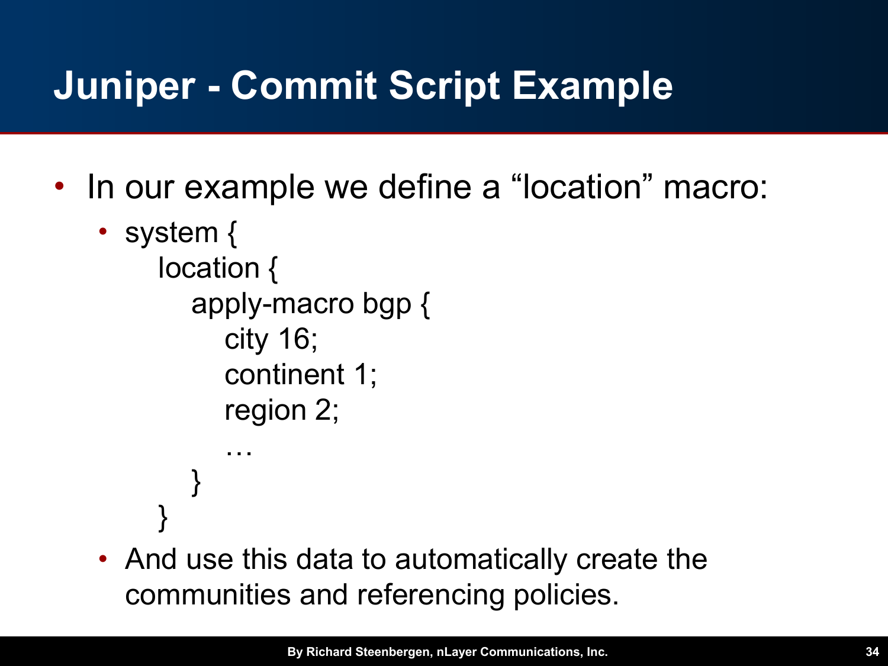# Juniper - Commit Script Example

- In our example we define a "location" macro:
  - ```
    system {
        location {
            apply-macro bgp {
                city 16;
                continent 1;
                region 2;
                …
            }
        }
    ```
  - And use this data to automatically create the communities and referencing policies.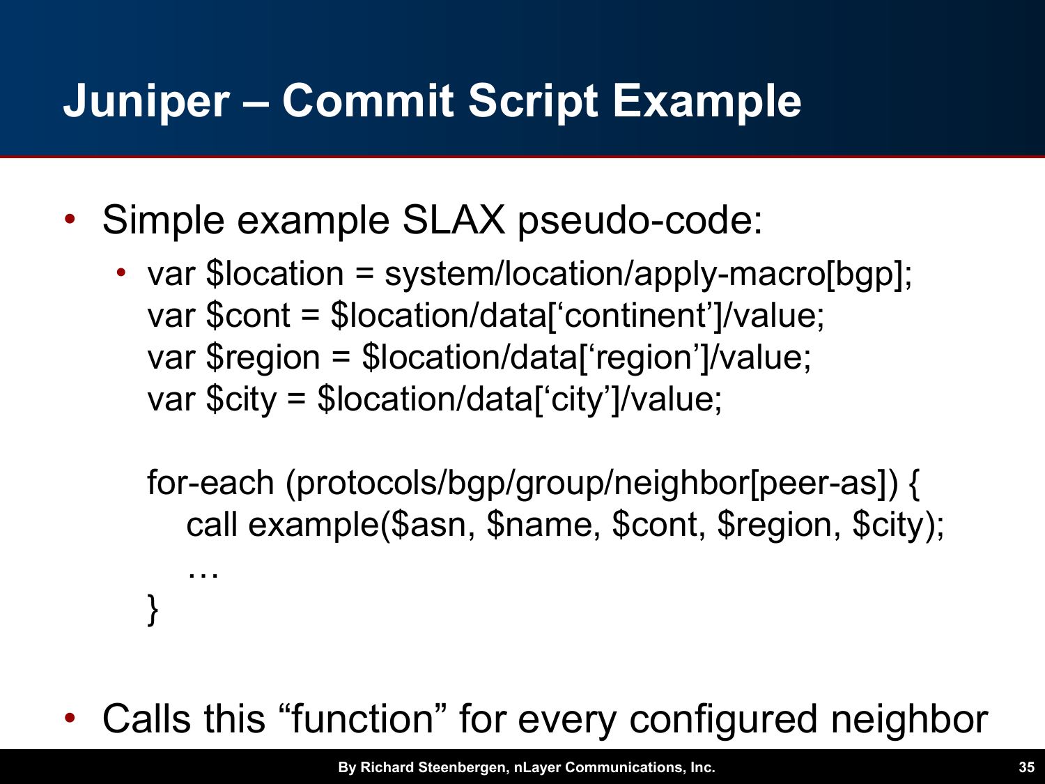# Juniper – Commit Script Example

- Simple example SLAX pseudo-code:
  - 
    ```
    var $location = system/location/apply-macro[bgp];
    var $cont = $location/data['continent']/value;
    var $region = $location/data['region']/value;
    var $city = $location/data['city']/value;

    for-each (protocols/bgp/group/neighbor[peer-as]) {
        call example($asn, $name, $cont, $region, $city);
        …
    }
    ```
- Calls this "function" for every configured neighbor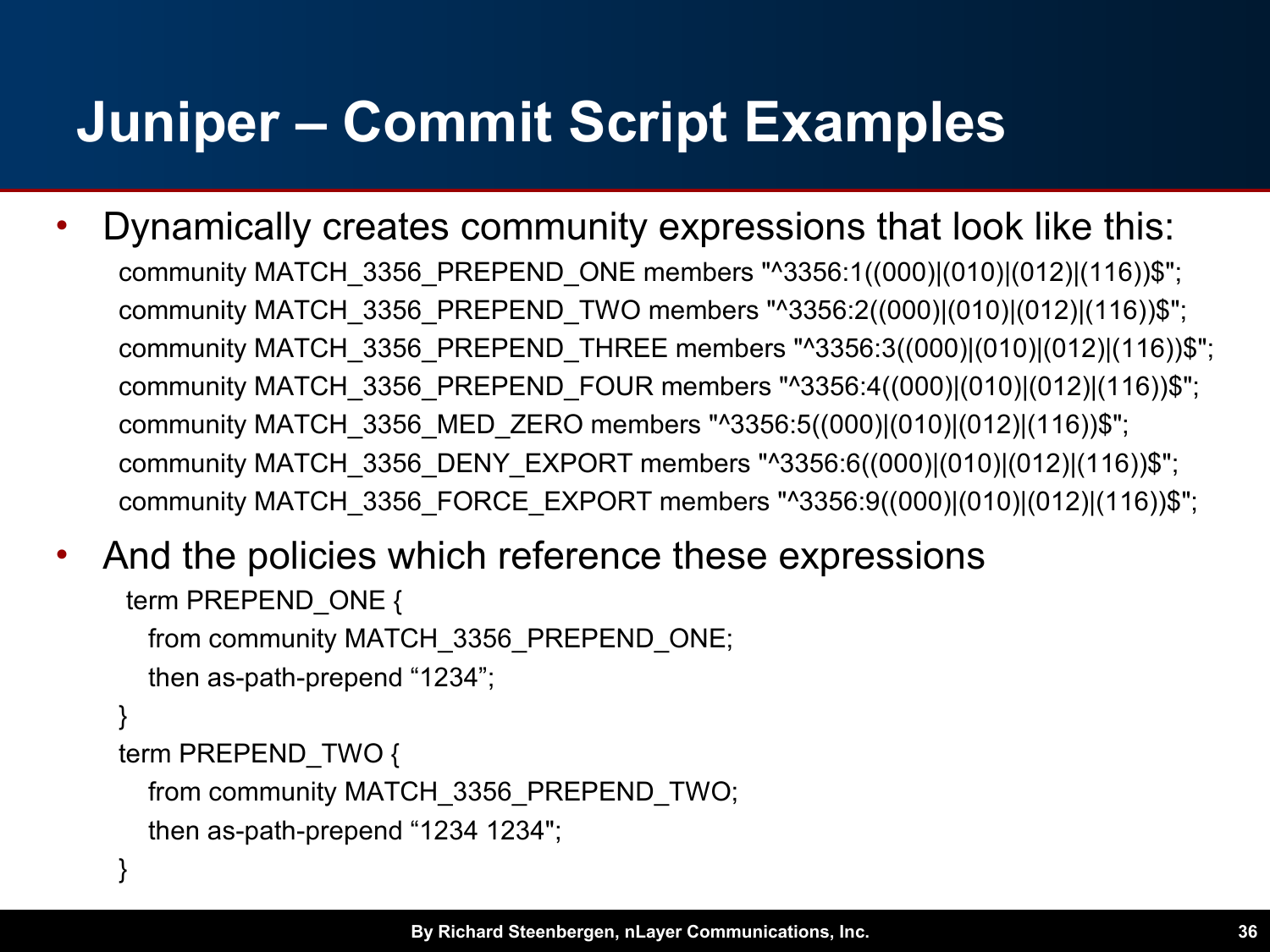# Juniper – Commit Script Examples

- Dynamically creates community expressions that look like this:

```
community MATCH_3356_PREPEND_ONE members "^3356:1((000)|(010)|(012)|(116))$";
community MATCH_3356_PREPEND_TWO members "^3356:2((000)|(010)|(012)|(116))$";
community MATCH_3356_PREPEND_THREE members "^3356:3((000)|(010)|(012)|(116))$";
community MATCH_3356_PREPEND_FOUR members "^3356:4((000)|(010)|(012)|(116))$";
community MATCH_3356_MED_ZERO members "^3356:5((000)|(010)|(012)|(116))$";
community MATCH_3356_DENY_EXPORT members "^3356:6((000)|(010)|(012)|(116))$";
community MATCH_3356_FORCE_EXPORT members "^3356:9((000)|(010)|(012)|(116))$";
```

- And the policies which reference these expressions

```
term PREPEND_ONE {
  from community MATCH_3356_PREPEND_ONE;
  then as-path-prepend “1234”;
}
term PREPEND_TWO {
  from community MATCH_3356_PREPEND_TWO;
  then as-path-prepend “1234 1234";
}
```

By Richard Steenbergen, nLayer Communications, Inc.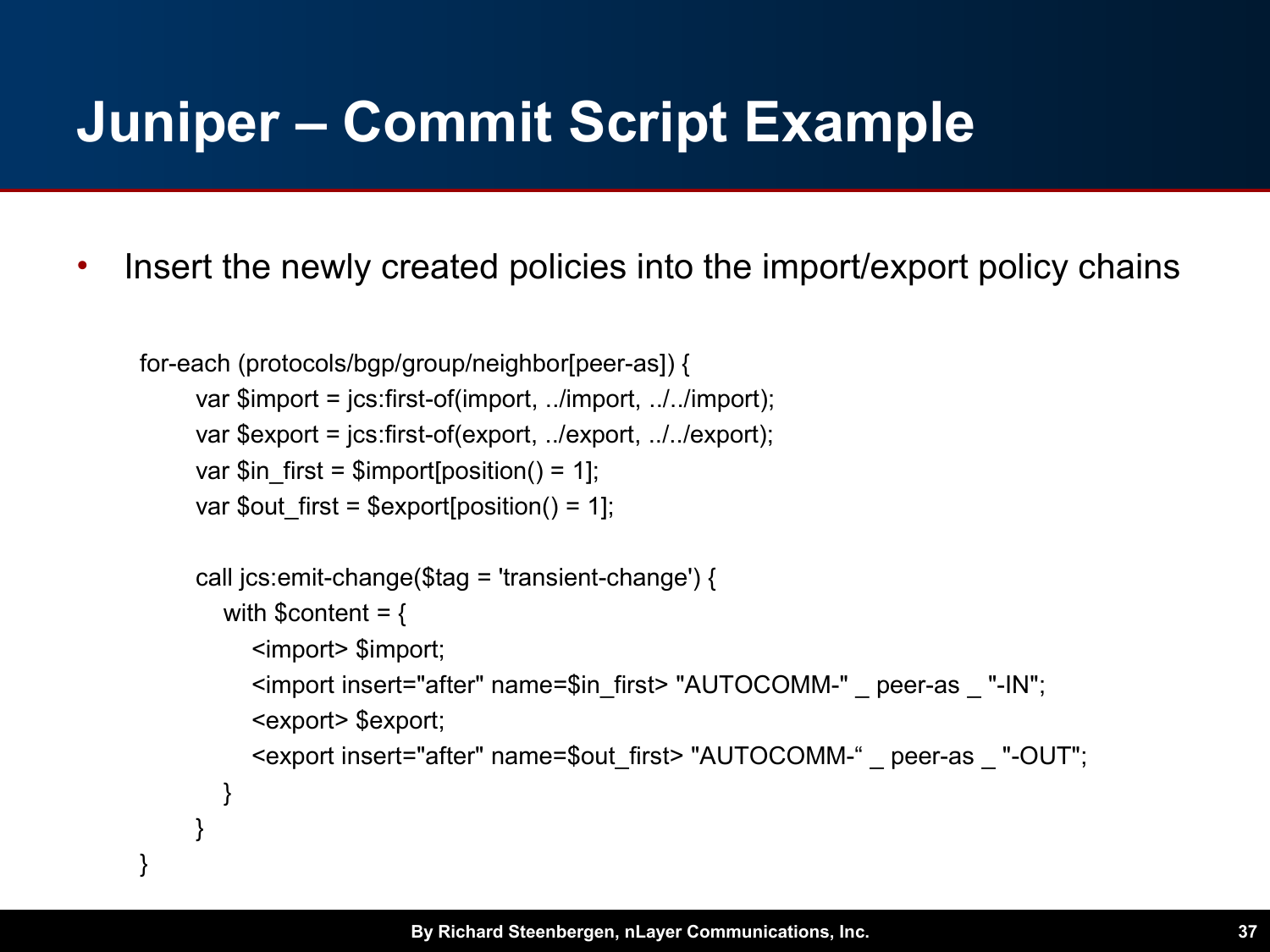# Juniper – Commit Script Example

- Insert the newly created policies into the import/export policy chains

```
for-each (protocols/bgp/group/neighbor[peer-as]) {
    var $import = jcs:first-of(import, ../import, ../../import);
    var $export = jcs:first-of(export, ../export, ../../export);
    var $in_first = $import[position() = 1];
    var $out_first = $export[position() = 1];

    call jcs:emit-change($tag = 'transient-change') {
      with $content = {
        <import> $import;
        <import insert="after" name=$in_first> "AUTOCOMM-" _ peer-as _ "-IN";
        <export> $export;
        <export insert="after" name=$out_first> "AUTOCOMM-" _ peer-as _ "-OUT";
      }
    }
}
```

By Richard Steenbergen, nLayer Communications, Inc.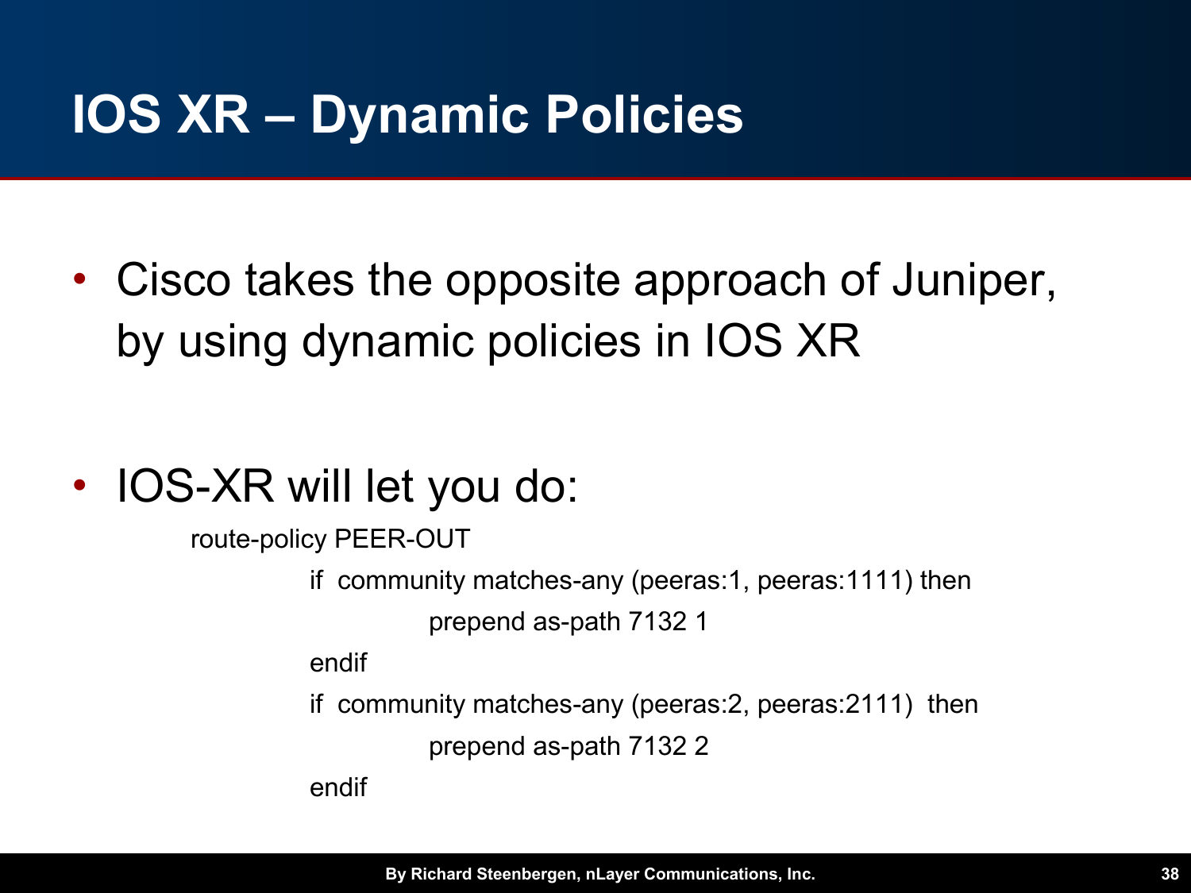# IOS XR – Dynamic Policies

- Cisco takes the opposite approach of Juniper, by using dynamic policies in IOS XR
- IOS-XR will let you do:

```
route-policy PEER-OUT
    if  community matches-any (peeras:1, peeras:1111) then
        prepend as-path 7132 1
    endif
    if  community matches-any (peeras:2, peeras:2111)  then
        prepend as-path 7132 2
    endif
```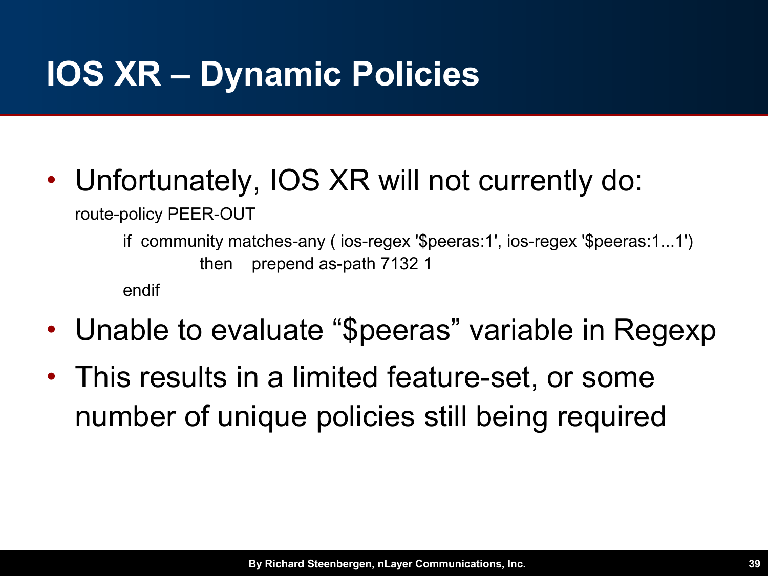# IOS XR – Dynamic Policies

- Unfortunately, IOS XR will not currently do:

```
route-policy PEER-OUT
    if  community matches-any ( ios-regex '$peeras:1', ios-regex '$peeras:1...1')
            then    prepend as-path 7132 1
    endif
```

- Unable to evaluate "$peeras" variable in Regexp
- This results in a limited feature-set, or some number of unique policies still being required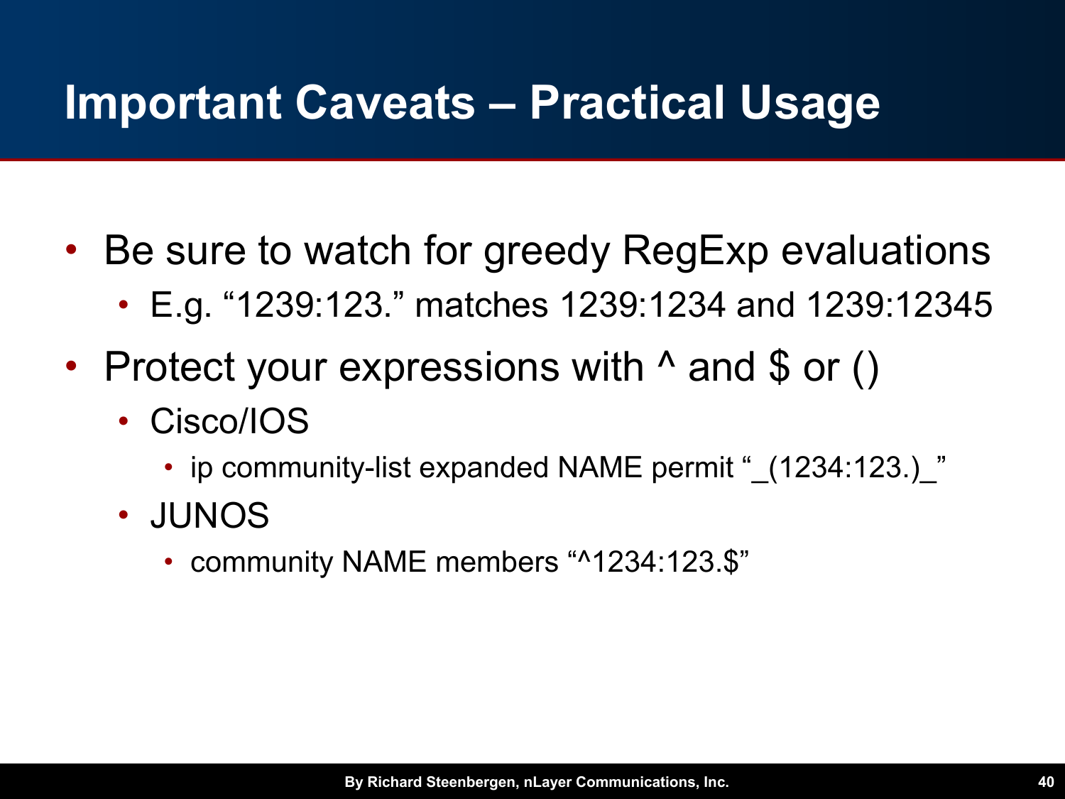# Important Caveats – Practical Usage

- Be sure to watch for greedy RegExp evaluations
  - E.g. "1239:123." matches 1239:1234 and 1239:12345
- Protect your expressions with ^ and $ or ()
  - Cisco/IOS
    - ip community-list expanded NAME permit "_(1234:123.)_"
  - JUNOS
    - community NAME members "^1234:123.$"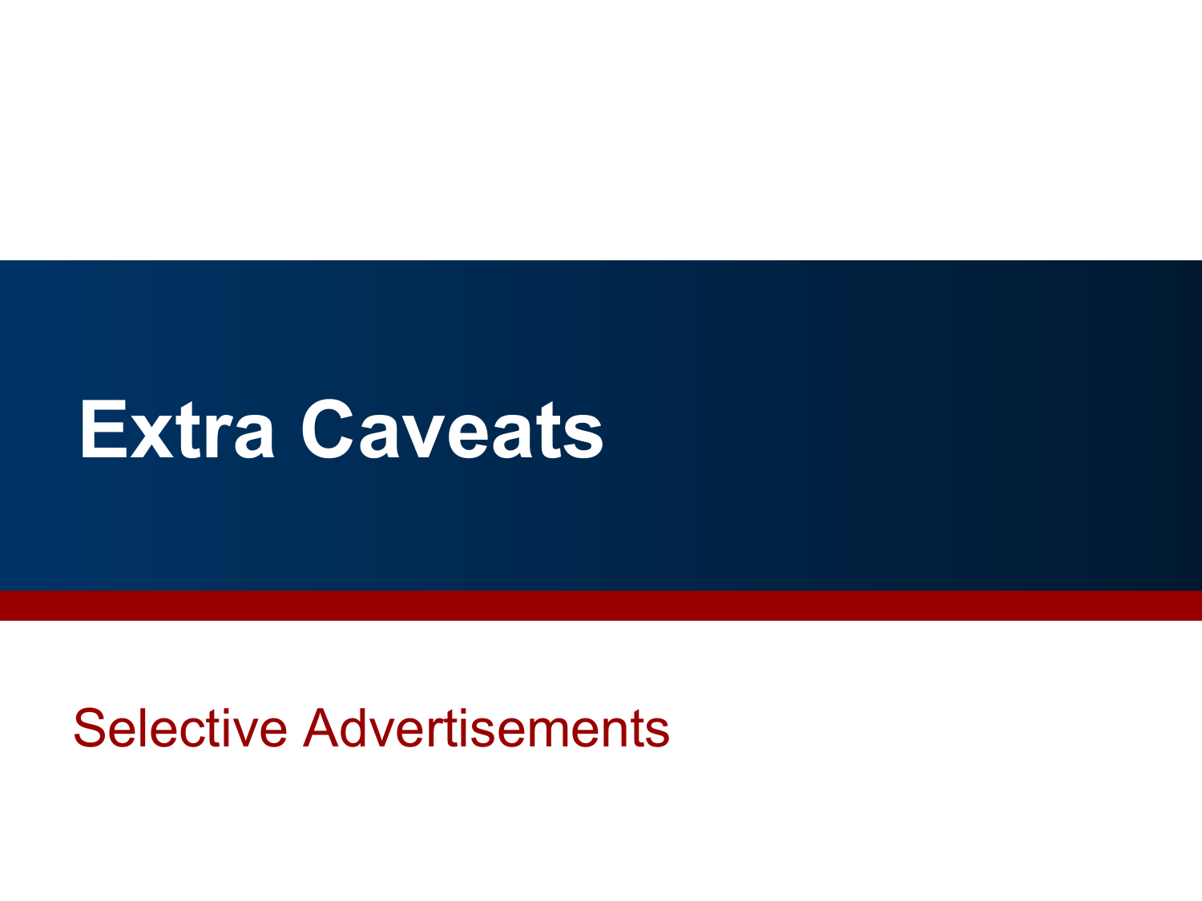# Extra Caveats

Selective Advertisements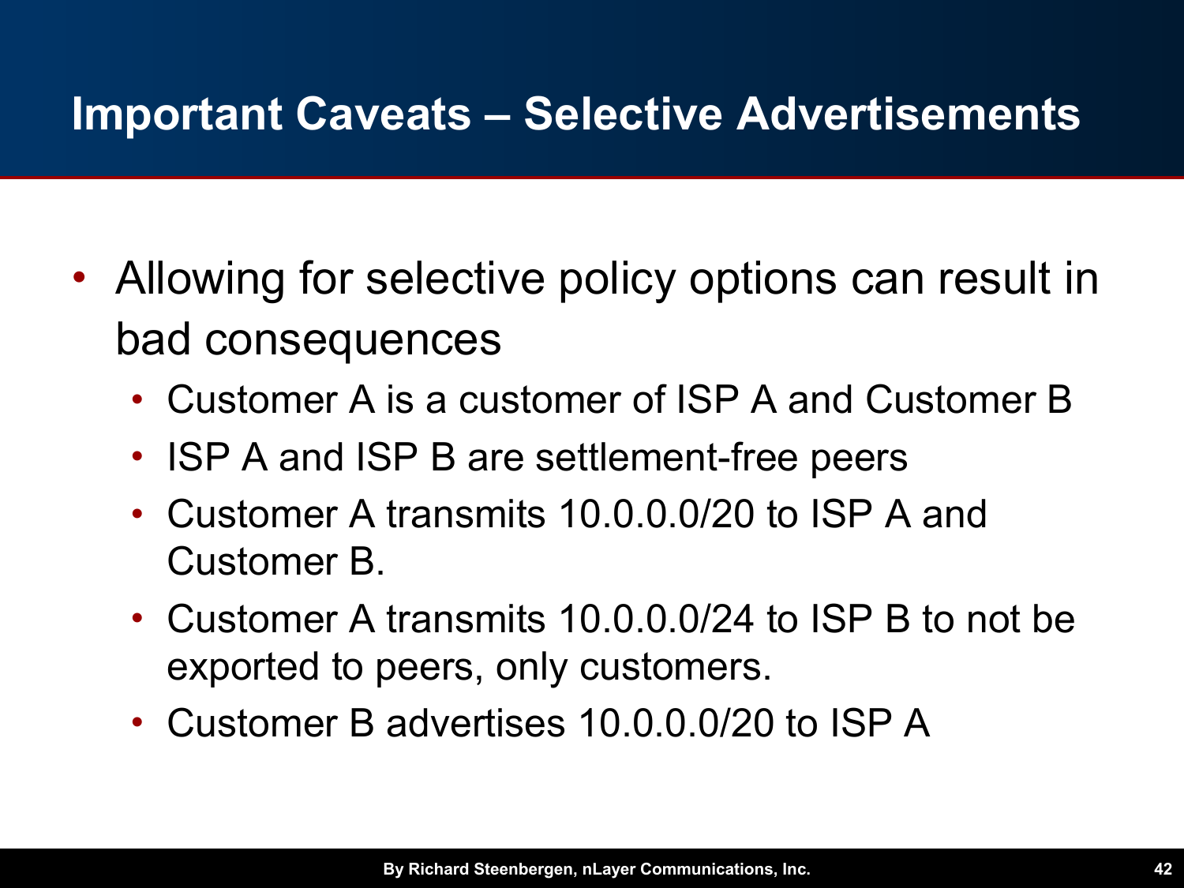# Important Caveats – Selective Advertisements

- Allowing for selective policy options can result in bad consequences
  - Customer A is a customer of ISP A and Customer B
  - ISP A and ISP B are settlement-free peers
  - Customer A transmits 10.0.0.0/20 to ISP A and Customer B.
  - Customer A transmits 10.0.0.0/24 to ISP B to not be exported to peers, only customers.
  - Customer B advertises 10.0.0.0/20 to ISP A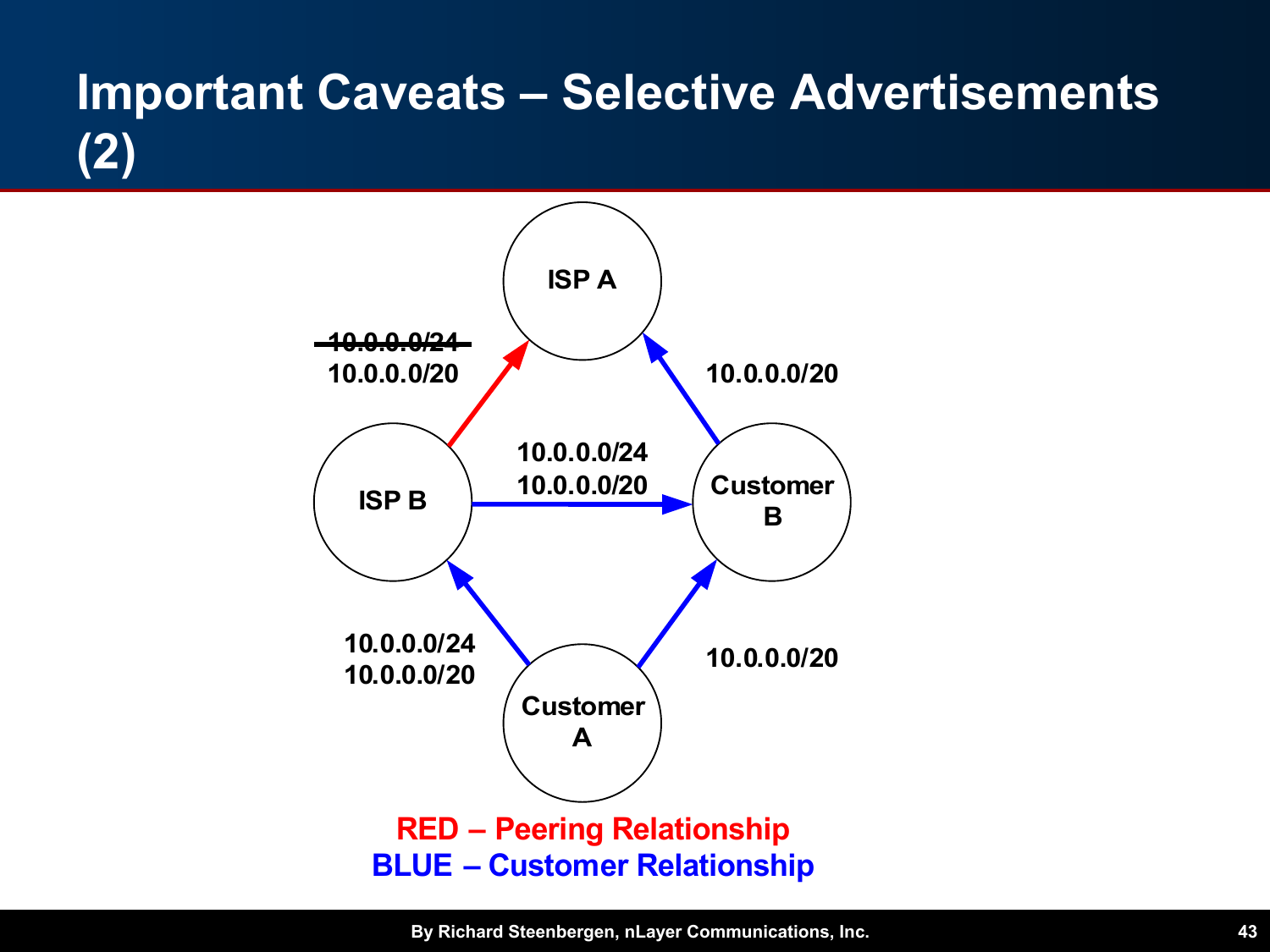# Important Caveats – Selective Advertisements (2)

ISP A

~~10.0.0.0/24~~
10.0.0.0/20

10.0.0.0/20

ISP B

10.0.0.0/24
10.0.0.0/20

Customer B

10.0.0.0/24
10.0.0.0/20

10.0.0.0/20

Customer A

**RED – Peering Relationship**
**BLUE – Customer Relationship**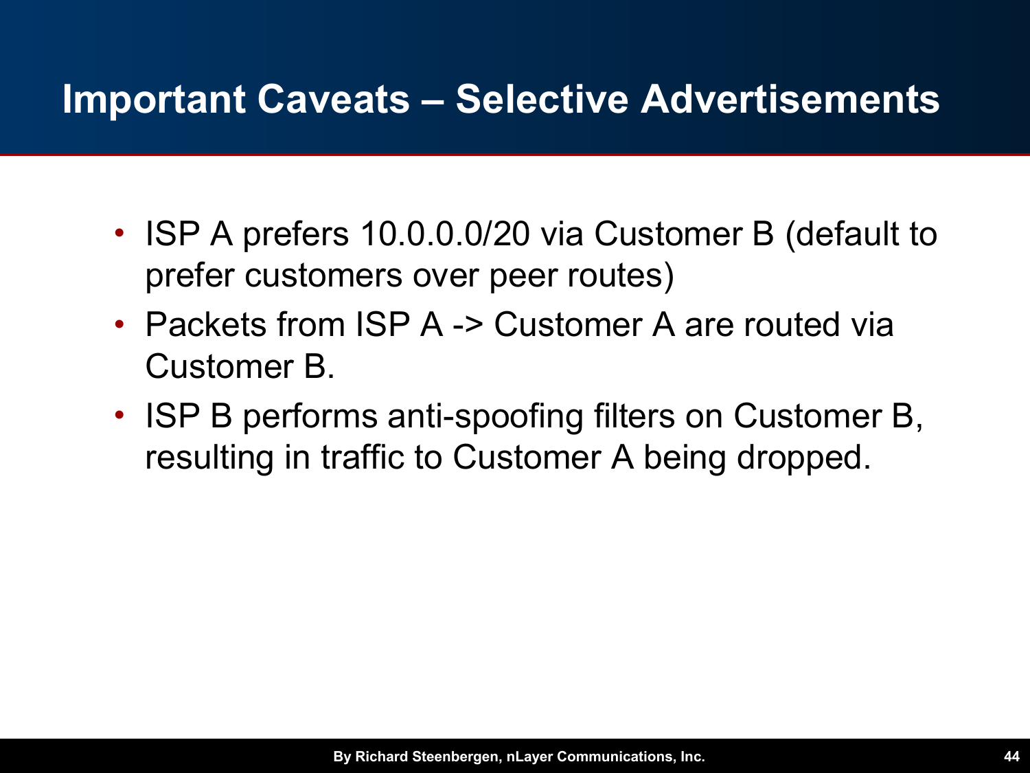# Important Caveats – Selective Advertisements

- ISP A prefers 10.0.0.0/20 via Customer B (default to prefer customers over peer routes)
- Packets from ISP A -> Customer A are routed via Customer B.
- ISP B performs anti-spoofing filters on Customer B, resulting in traffic to Customer A being dropped.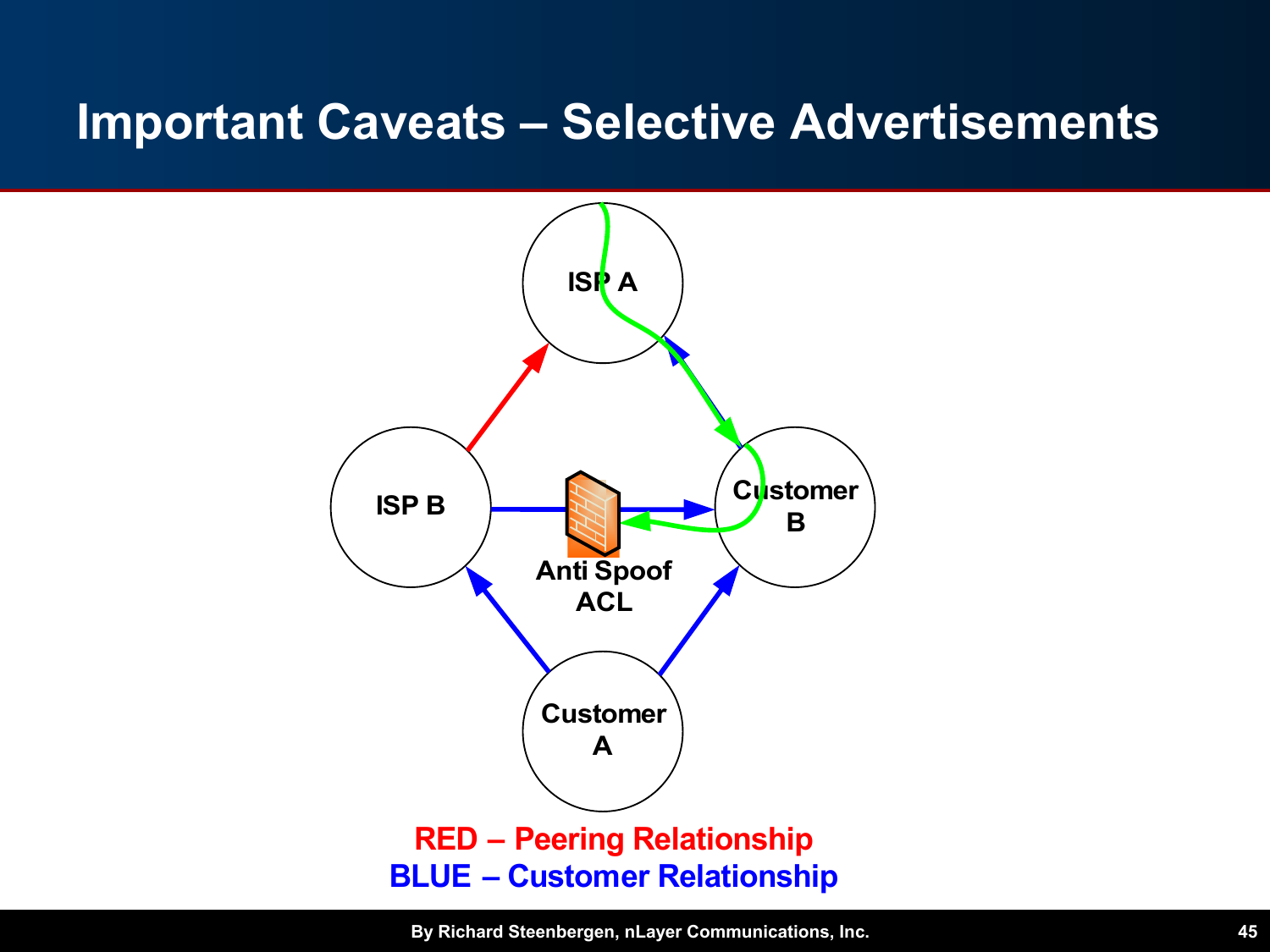# Important Caveats – Selective Advertisements

ISP A

ISP B

Anti Spoof ACL

Customer B

Customer A

RED – Peering Relationship

BLUE – Customer Relationship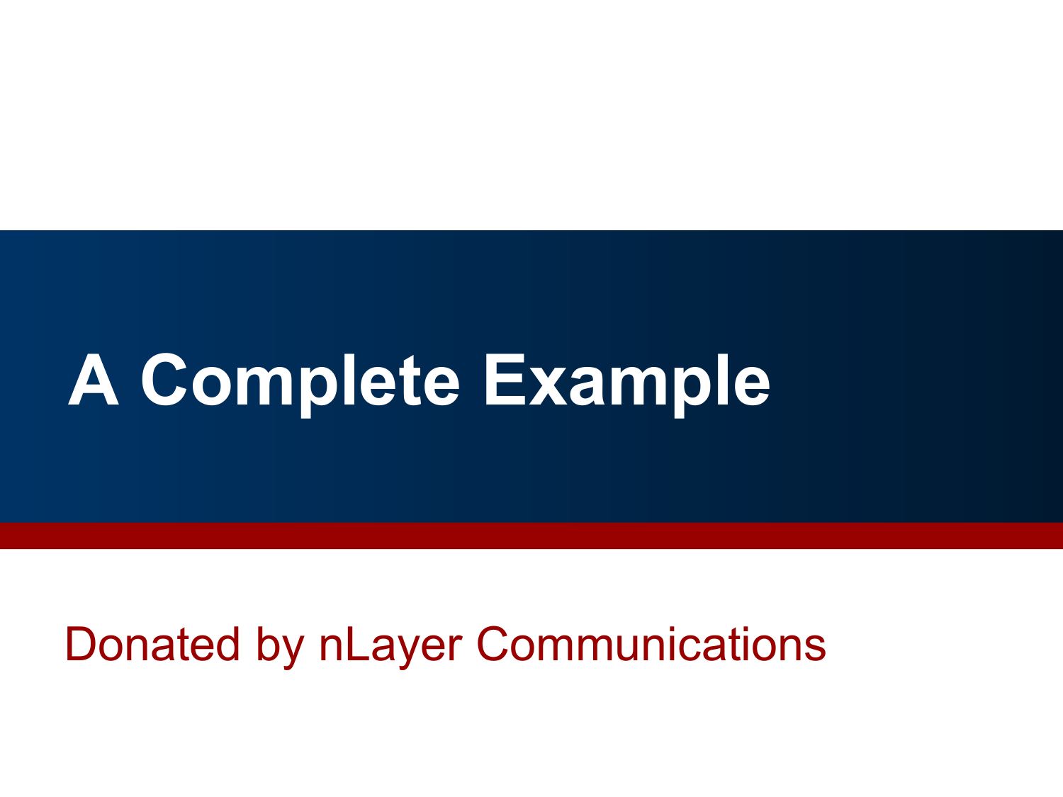# A Complete Example

Donated by nLayer Communications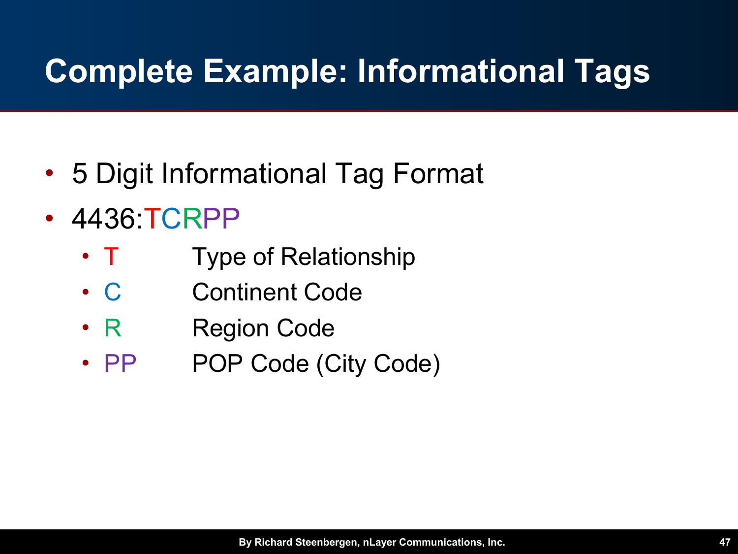# Complete Example: Informational Tags

- 5 Digit Informational Tag Format
- 4436:TCRPP
  - T    Type of Relationship
  - C    Continent Code
  - R    Region Code
  - PP   POP Code (City Code)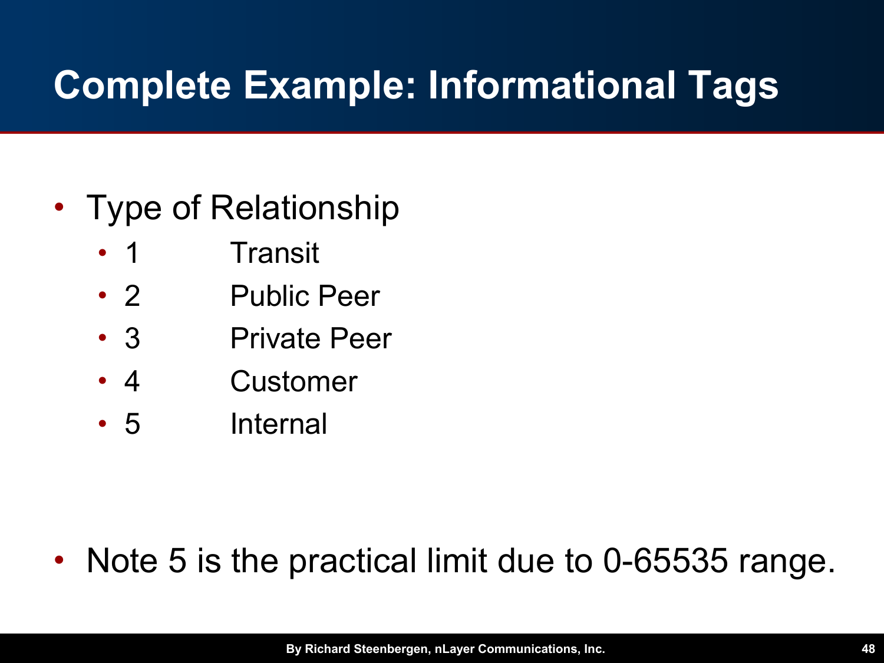# Complete Example: Informational Tags

- Type of Relationship
  - 1 Transit
  - 2 Public Peer
  - 3 Private Peer
  - 4 Customer
  - 5 Internal
- Note 5 is the practical limit due to 0-65535 range.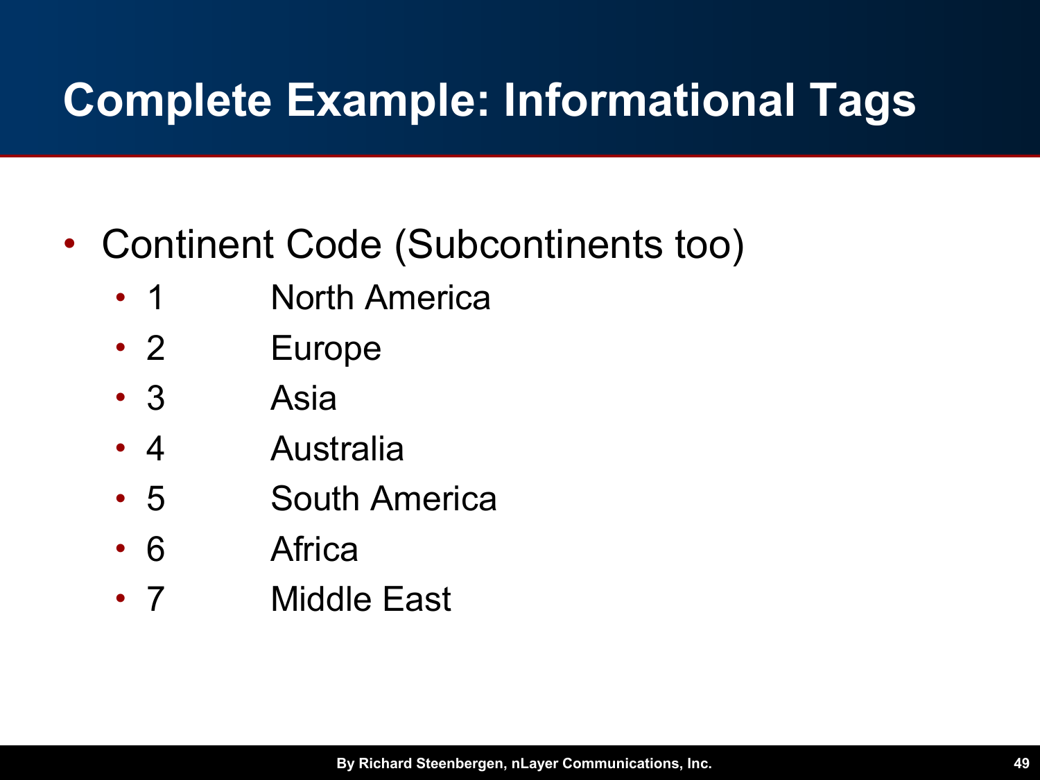# Complete Example: Informational Tags

- Continent Code (Subcontinents too)
  - 1 North America
  - 2 Europe
  - 3 Asia
  - 4 Australia
  - 5 South America
  - 6 Africa
  - 7 Middle East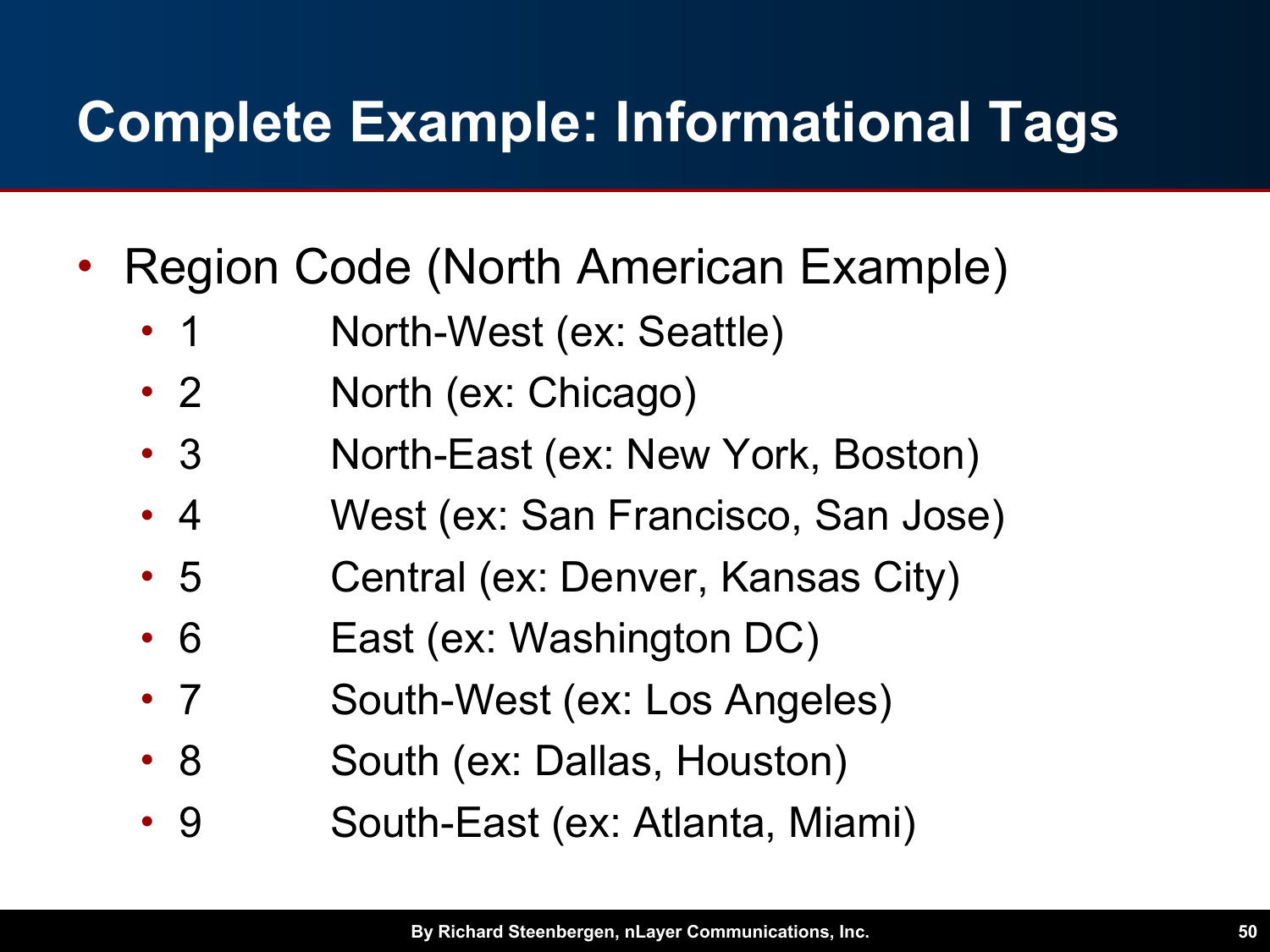# Complete Example: Informational Tags

- Region Code (North American Example)
  - 1 North-West (ex: Seattle)
  - 2 North (ex: Chicago)
  - 3 North-East (ex: New York, Boston)
  - 4 West (ex: San Francisco, San Jose)
  - 5 Central (ex: Denver, Kansas City)
  - 6 East (ex: Washington DC)
  - 7 South-West (ex: Los Angeles)
  - 8 South (ex: Dallas, Houston)
  - 9 South-East (ex: Atlanta, Miami)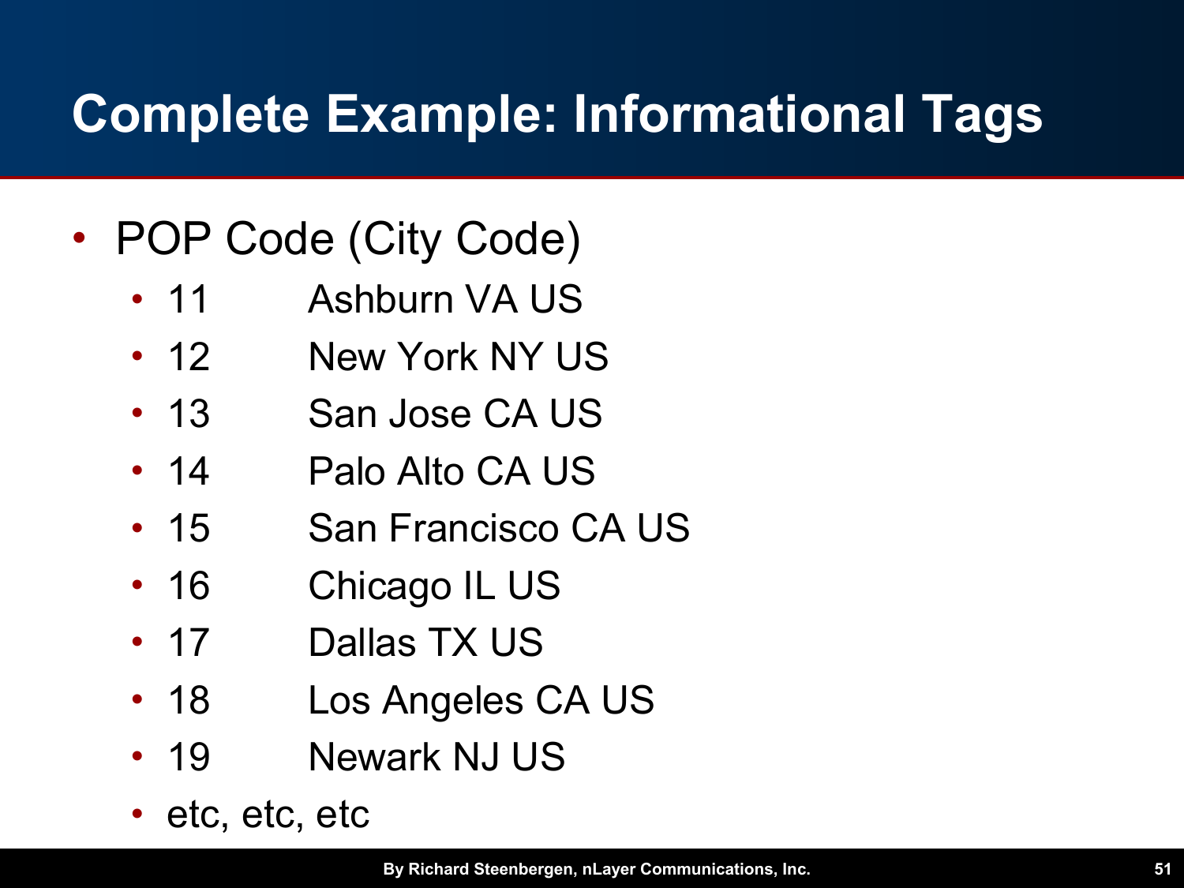# Complete Example: Informational Tags

- POP Code (City Code)
  - 11 Ashburn VA US
  - 12 New York NY US
  - 13 San Jose CA US
  - 14 Palo Alto CA US
  - 15 San Francisco CA US
  - 16 Chicago IL US
  - 17 Dallas TX US
  - 18 Los Angeles CA US
  - 19 Newark NJ US
  - etc, etc, etc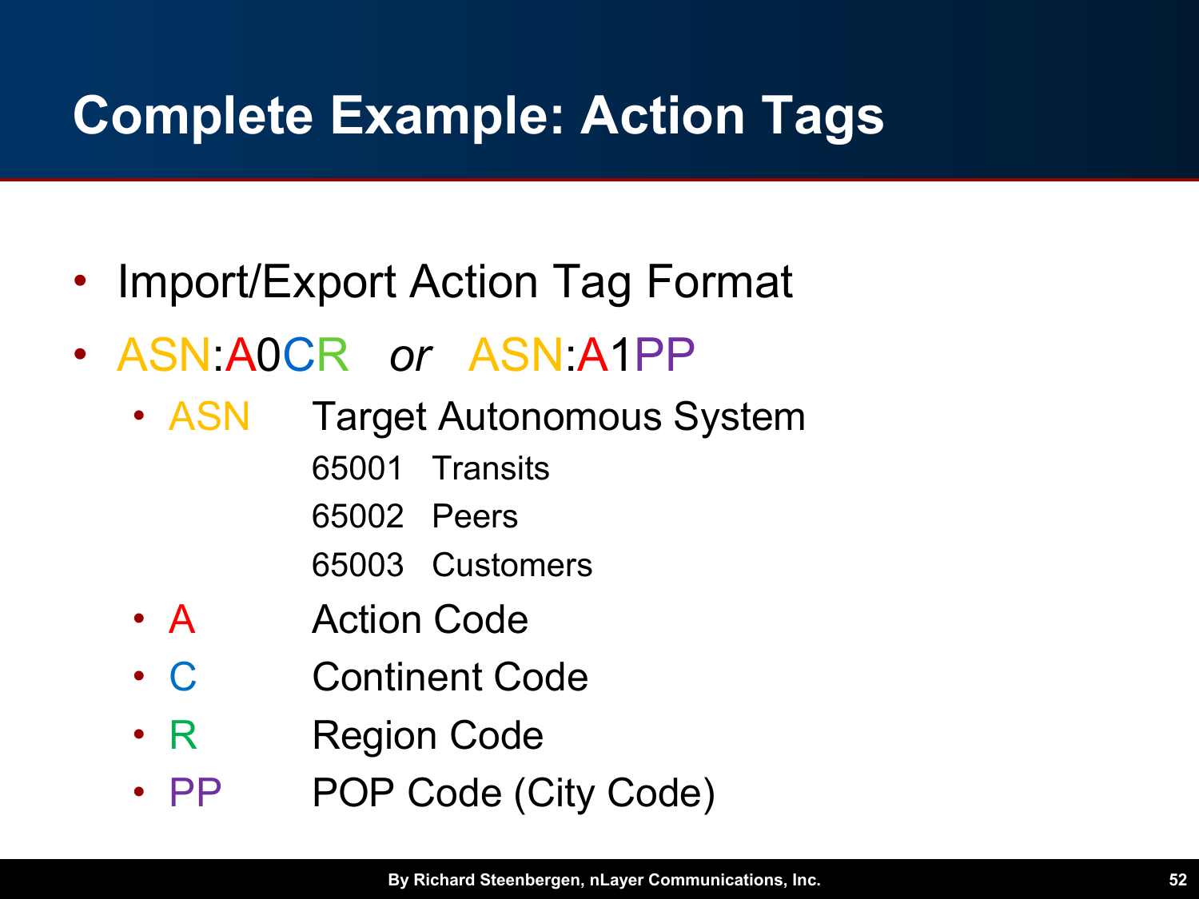# Complete Example: Action Tags

- Import/Export Action Tag Format
- ASN:A0CR *or* ASN:A1PP
  - ASN — Target Autonomous System
    - 65001 Transits
    - 65002 Peers
    - 65003 Customers
  - A — Action Code
  - C — Continent Code
  - R — Region Code
  - PP — POP Code (City Code)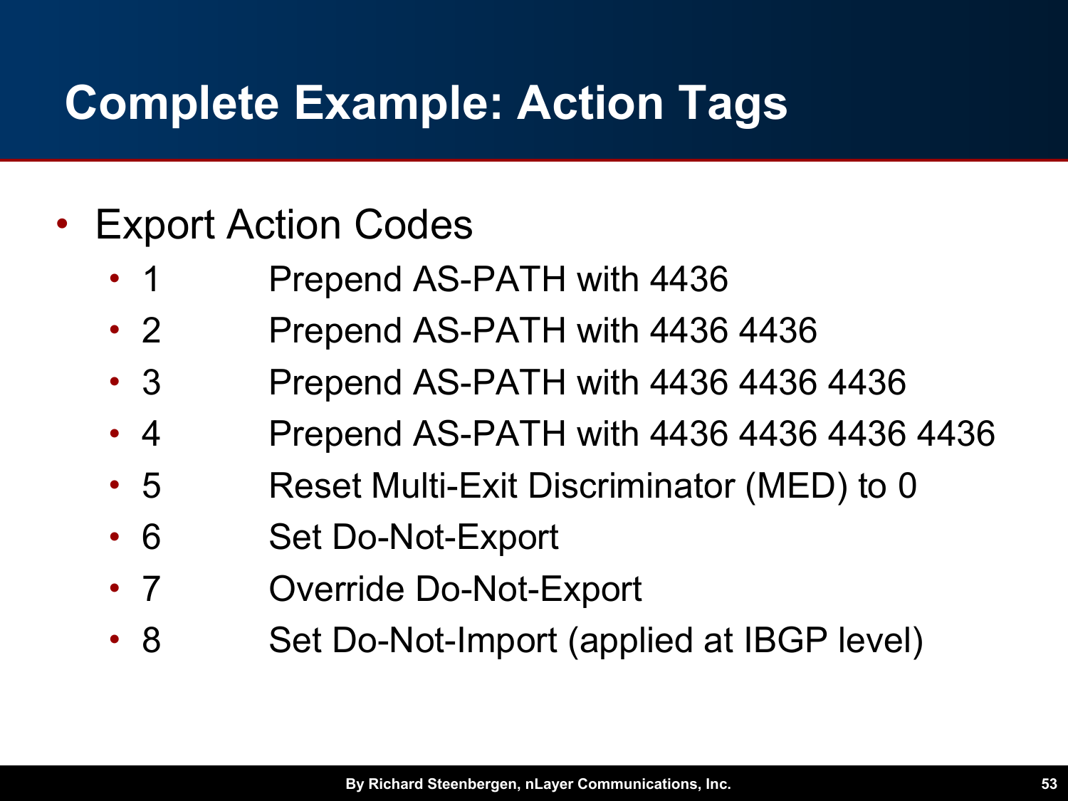# Complete Example: Action Tags

- Export Action Codes
  - 1 Prepend AS-PATH with 4436
  - 2 Prepend AS-PATH with 4436 4436
  - 3 Prepend AS-PATH with 4436 4436 4436
  - 4 Prepend AS-PATH with 4436 4436 4436 4436
  - 5 Reset Multi-Exit Discriminator (MED) to 0
  - 6 Set Do-Not-Export
  - 7 Override Do-Not-Export
  - 8 Set Do-Not-Import (applied at IBGP level)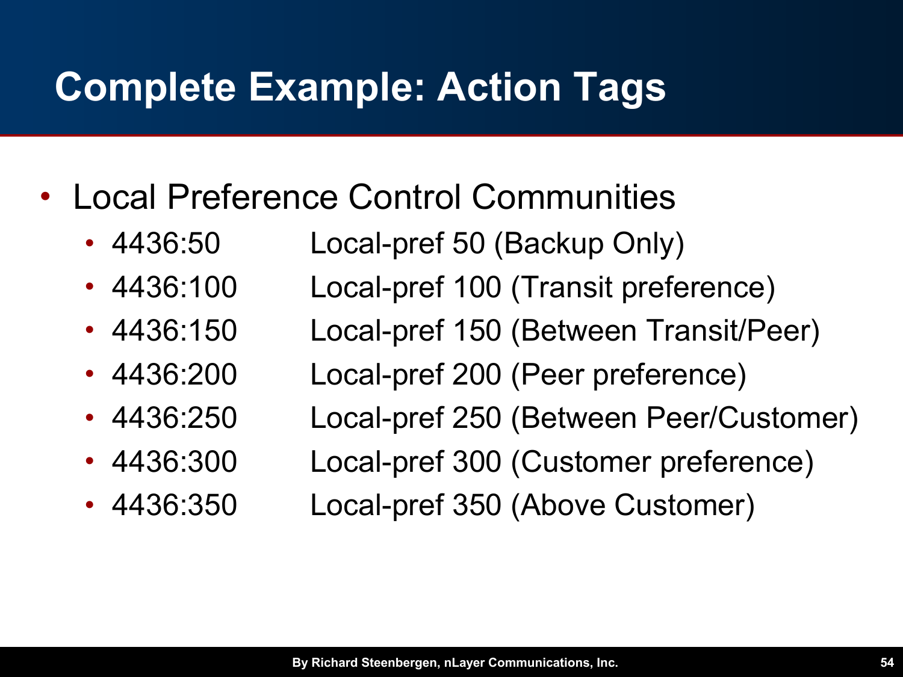# Complete Example: Action Tags

- Local Preference Control Communities
  - 4436:50 Local-pref 50 (Backup Only)
  - 4436:100 Local-pref 100 (Transit preference)
  - 4436:150 Local-pref 150 (Between Transit/Peer)
  - 4436:200 Local-pref 200 (Peer preference)
  - 4436:250 Local-pref 250 (Between Peer/Customer)
  - 4436:300 Local-pref 300 (Customer preference)
  - 4436:350 Local-pref 350 (Above Customer)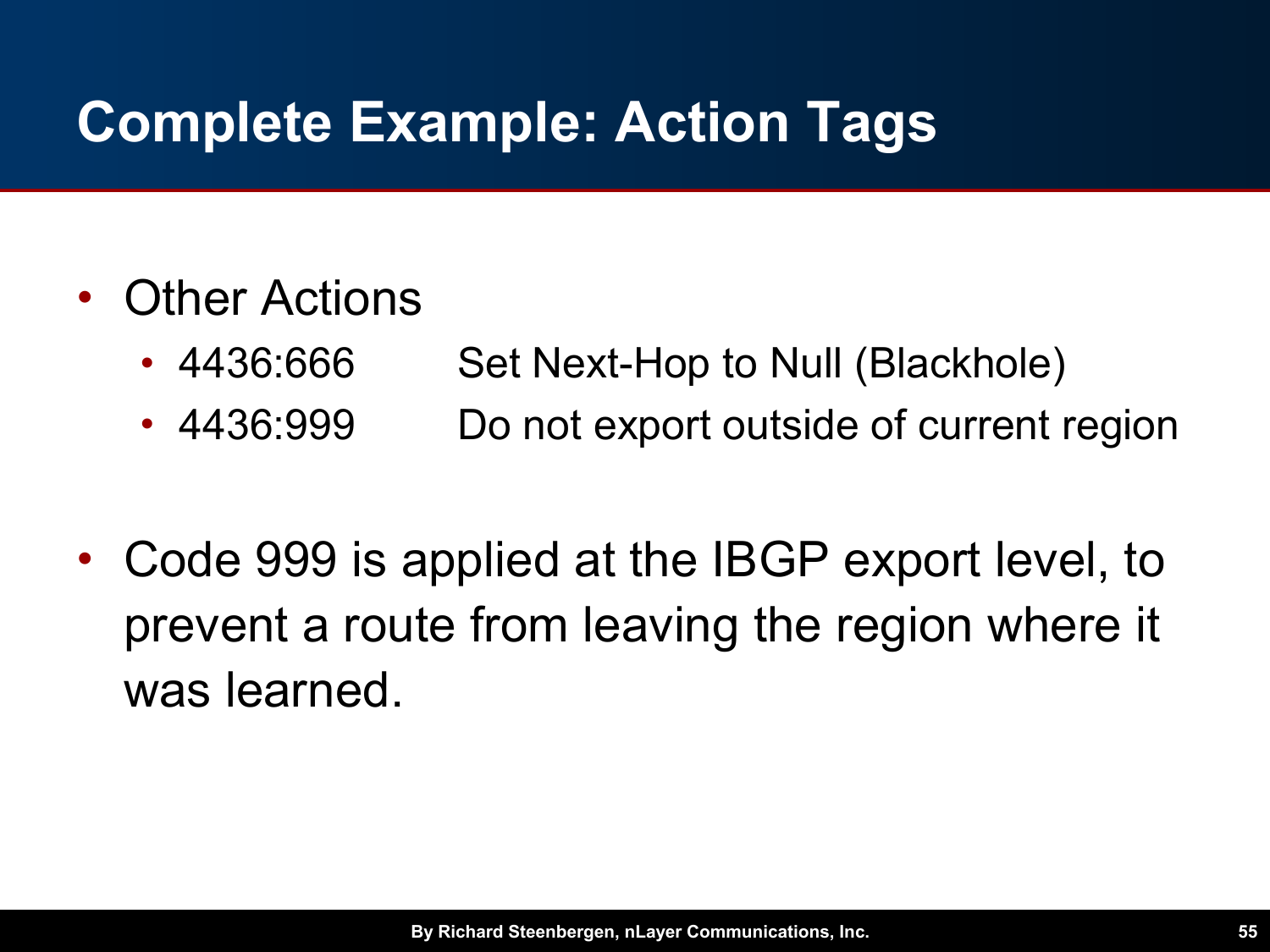# Complete Example: Action Tags

- Other Actions
  - 4436:666 Set Next-Hop to Null (Blackhole)
  - 4436:999 Do not export outside of current region

- Code 999 is applied at the IBGP export level, to prevent a route from leaving the region where it was learned.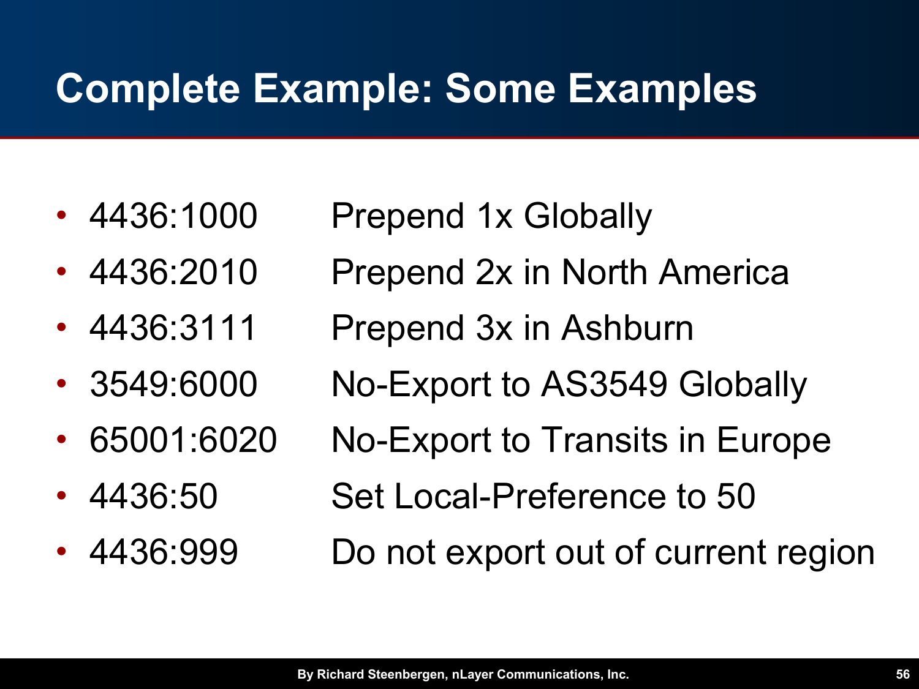# Complete Example: Some Examples

- 4436:1000 Prepend 1x Globally
- 4436:2010 Prepend 2x in North America
- 4436:3111 Prepend 3x in Ashburn
- 3549:6000 No-Export to AS3549 Globally
- 65001:6020 No-Export to Transits in Europe
- 4436:50 Set Local-Preference to 50
- 4436:999 Do not export out of current region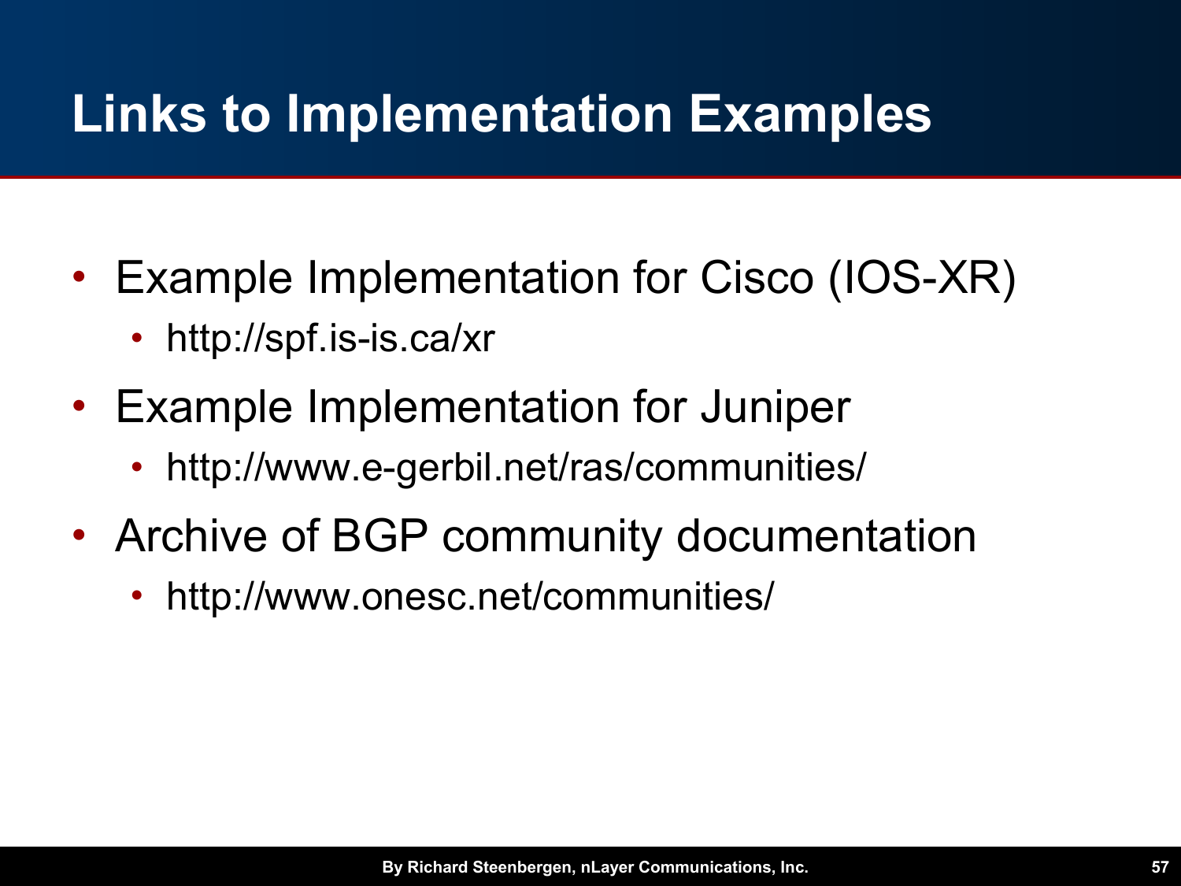# Links to Implementation Examples

- Example Implementation for Cisco (IOS-XR)
  - http://spf.is-is.ca/xr
- Example Implementation for Juniper
  - http://www.e-gerbil.net/ras/communities/
- Archive of BGP community documentation
  - http://www.onesc.net/communities/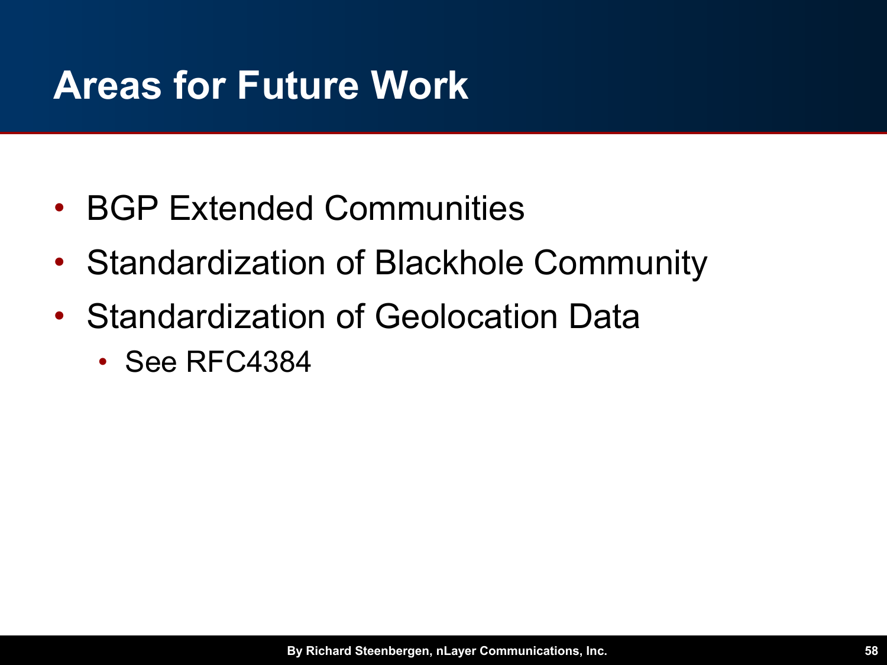# Areas for Future Work

- BGP Extended Communities
- Standardization of Blackhole Community
- Standardization of Geolocation Data
  - See RFC4384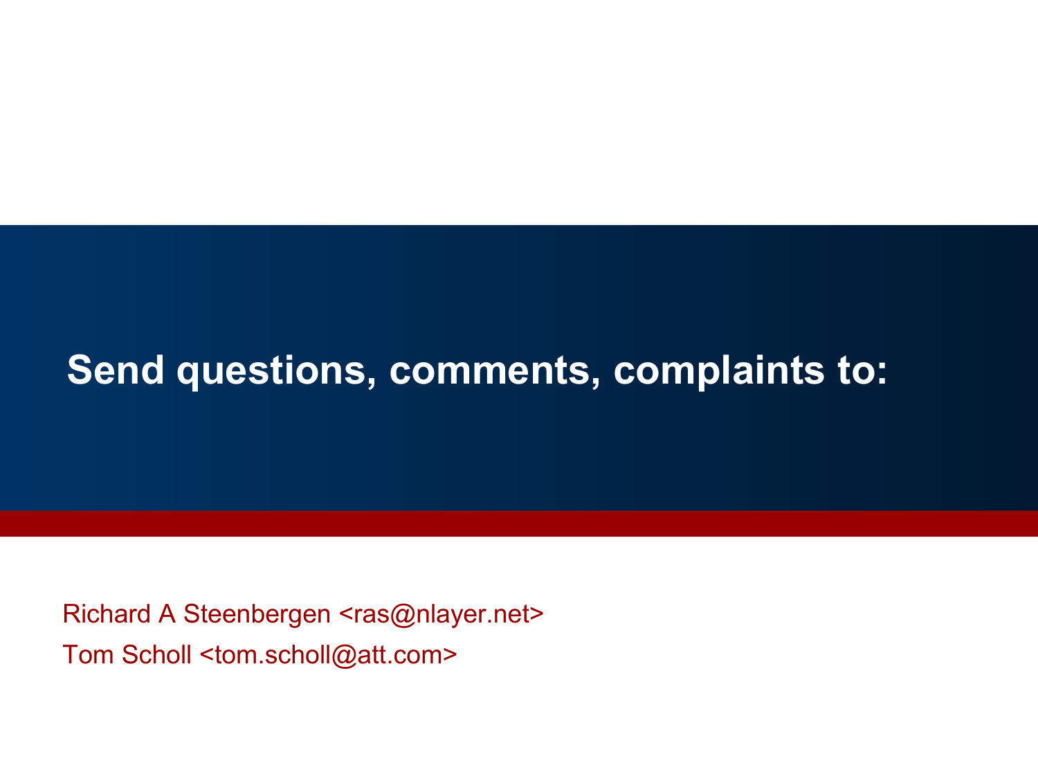# Send questions, comments, complaints to:

Richard A Steenbergen <ras@nlayer.net>

Tom Scholl <tom.scholl@att.com>